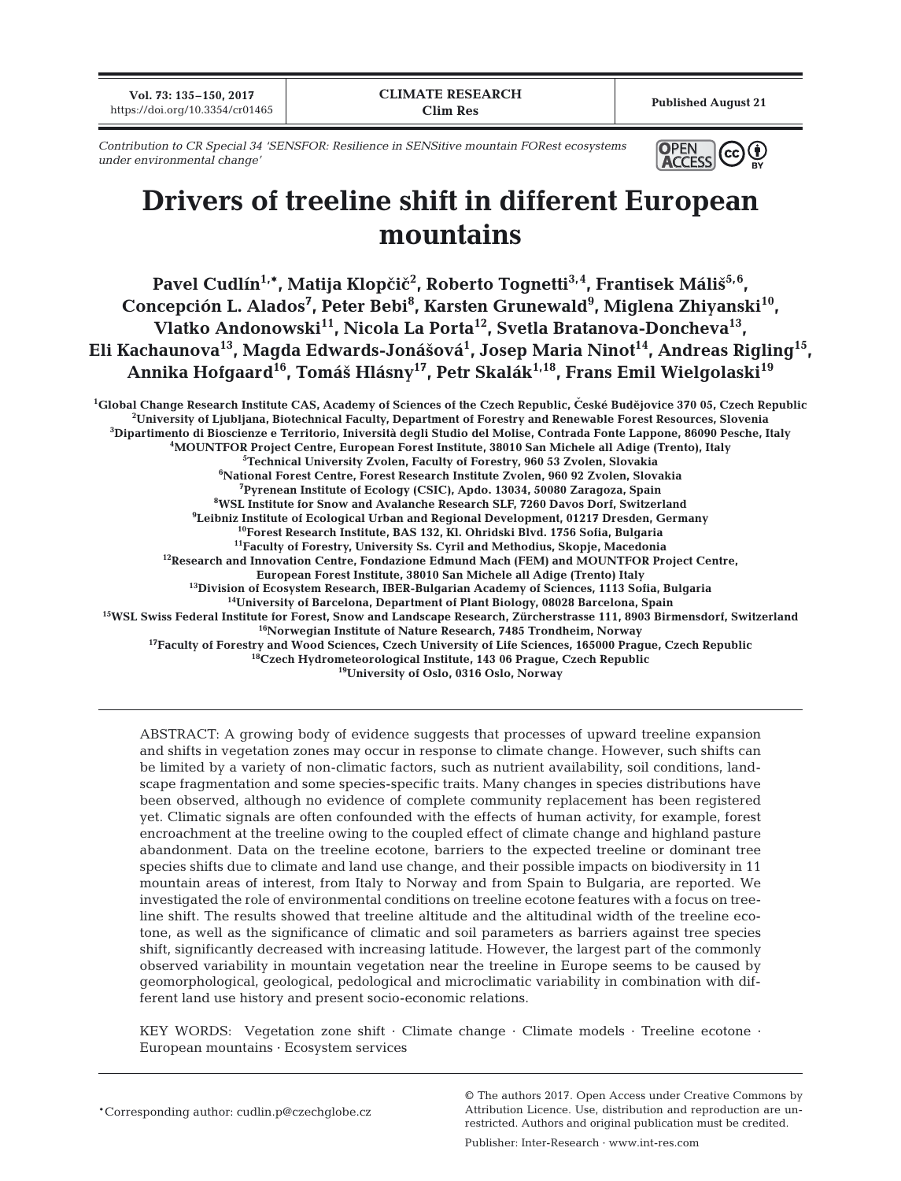Contribution to CR Special 34 'SENSFOR: Resilience in SENSitive mountain FORest ecosystems under environmental change'

# Drivers of treeline shift in different European mountains

**Pavel Cudlín[1,*], Matija Klopčič[2], Roberto Tognetti[3,4], Frantisek Máliš[5,6], Concepción L. Alados[7], Peter Bebi[8], Karsten Grunewald[9], Miglena Zhiyanski[10], Vlatko Andonowski[11], Nicola La Porta[12], Svetla Bratanova-Doncheva[13], Eli Kachaunova[13], Magda Edwards-Jonášová[1], Josep Maria Ninot[14], Andreas Rigling[15], Annika Hofgaard[16], Tomáš Hlásny[17], Petr Skalák[1,18], Frans Emil Wielgolaski[19]**

[1]Global Change Research Institute CAS, Academy of Sciences of the Czech Republic, České Budějovice 370 05, Czech Republic
[2]University of Ljubljana, Biotechnical Faculty, Department of Forestry and Renewable Forest Resources, Slovenia
[3]Dipartimento di Bioscienze e Territorio, Università degli Studio del Molise, Contrada Fonte Lappone, 86090 Pesche, Italy
[4]MOUNTFOR Project Centre, European Forest Institute, 38010 San Michele all Adige (Trento), Italy
[5]Technical University Zvolen, Faculty of Forestry, 960 53 Zvolen, Slovakia
[6]National Forest Centre, Forest Research Institute Zvolen, 960 92 Zvolen, Slovakia
[7]Pyrenean Institute of Ecology (CSIC), Apdo. 13034, 50080 Zaragoza, Spain
[8]WSL Institute for Snow and Avalanche Research SLF, 7260 Davos Dorf, Switzerland
[9]Leibniz Institute of Ecological Urban and Regional Development, 01217 Dresden, Germany
[10]Forest Research Institute, BAS 132, Kl. Ohridski Blvd. 1756 Sofia, Bulgaria
[11]Faculty of Forestry, University Ss. Cyril and Methodius, Skopje, Macedonia
[12]Research and Innovation Centre, Fondazione Edmund Mach (FEM) and MOUNTFOR Project Centre, European Forest Institute, 38010 San Michele all Adige (Trento) Italy
[13]Division of Ecosystem Research, IBER-Bulgarian Academy of Sciences, 1113 Sofia, Bulgaria
[14]University of Barcelona, Department of Plant Biology, 08028 Barcelona, Spain
[15]WSL Swiss Federal Institute for Forest, Snow and Landscape Research, Zürcherstrasse 111, 8903 Birmensdorf, Switzerland
[16]Norwegian Institute of Nature Research, 7485 Trondheim, Norway
[17]Faculty of Forestry and Wood Sciences, Czech University of Life Sciences, 165000 Prague, Czech Republic
[18]Czech Hydrometeorological Institute, 143 06 Prague, Czech Republic
[19]University of Oslo, 0316 Oslo, Norway

ABSTRACT: A growing body of evidence suggests that processes of upward treeline expansion and shifts in vegetation zones may occur in response to climate change. However, such shifts can be limited by a variety of non-climatic factors, such as nutrient availability, soil conditions, landscape fragmentation and some species-specific traits. Many changes in species distributions have been observed, although no evidence of complete community replacement has been registered yet. Climatic signals are often confounded with the effects of human activity, for example, forest encroachment at the treeline owing to the coupled effect of climate change and highland pasture abandonment. Data on the treeline ecotone, barriers to the expected treeline or dominant tree species shifts due to climate and land use change, and their possible impacts on biodiversity in 11 mountain areas of interest, from Italy to Norway and from Spain to Bulgaria, are reported. We investigated the role of environmental conditions on treeline ecotone features with a focus on treeline shift. The results showed that treeline altitude and the altitudinal width of the treeline ecotone, as well as the significance of climatic and soil parameters as barriers against tree species shift, significantly decreased with increasing latitude. However, the largest part of the commonly observed variability in mountain vegetation near the treeline in Europe seems to be caused by geomorphological, geological, pedological and microclimatic variability in combination with different land use history and present socio-economic relations.

KEY WORDS: Vegetation zone shift · Climate change · Climate models · Treeline ecotone · European mountains · Ecosystem services

*Corresponding author: cudlin.p@czechglobe.cz

© The authors 2017. Open Access under Creative Commons by Attribution Licence. Use, distribution and reproduction are unrestricted. Authors and original publication must be credited.

Publisher: Inter-Research · www.int-res.com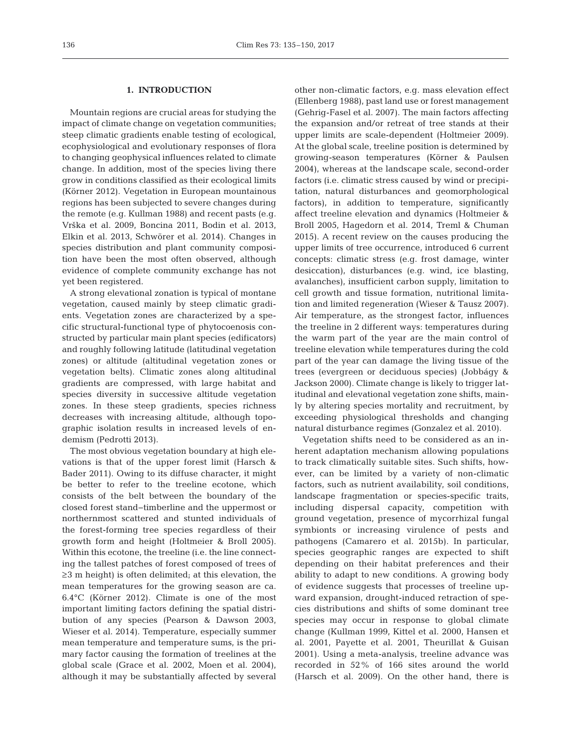## 1. INTRODUCTION

Mountain regions are crucial areas for studying the impact of climate change on vegetation communities; steep climatic gradients enable testing of ecological, ecophysiological and evolutionary responses of flora to changing geophysical influences related to climate change. In addition, most of the species living there grow in conditions classified as their ecological limits (Körner 2012). Vegetation in European mountainous regions has been subjected to severe changes during the remote (e.g. Kullman 1988) and recent pasts (e.g. Vrška et al. 2009, Boncina 2011, Bodin et al. 2013, Elkin et al. 2013, Schwörer et al. 2014). Changes in species distribution and plant community composition have been the most often observed, although evidence of complete community exchange has not yet been registered.

A strong elevational zonation is typical of montane vegetation, caused mainly by steep climatic gradients. Vegetation zones are characterized by a specific structural-functional type of phytocoenosis constructed by particular main plant species (edificators) and roughly following latitude (latitudinal vegetation zones) or altitude (altitudinal vegetation zones or vegetation belts). Climatic zones along altitudinal gradients are compressed, with large habitat and species diversity in successive altitude vegetation zones. In these steep gradients, species richness decreases with increasing altitude, although topographic isolation results in increased levels of endemism (Pedrotti 2013).

The most obvious vegetation boundary at high elevations is that of the upper forest limit (Harsch & Bader 2011). Owing to its diffuse character, it might be better to refer to the treeline ecotone, which consists of the belt between the boundary of the closed forest stand–timberline and the uppermost or northernmost scattered and stunted individuals of the forest-forming tree species regardless of their growth form and height (Holtmeier & Broll 2005). Within this ecotone, the treeline (i.e. the line connecting the tallest patches of forest composed of trees of ≥3 m height) is often delimited; at this elevation, the mean temperatures for the growing season are ca. 6.4°C (Körner 2012). Climate is one of the most important limiting factors defining the spatial distribution of any species (Pearson & Dawson 2003, Wieser et al. 2014). Temperature, especially summer mean temperature and temperature sums, is the primary factor causing the formation of treelines at the global scale (Grace et al. 2002, Moen et al. 2004), although it may be substantially affected by several other non-climatic factors, e.g. mass elevation effect (Ellenberg 1988), past land use or forest management (Gehrig-Fasel et al. 2007). The main factors affecting the expansion and/or retreat of tree stands at their upper limits are scale-dependent (Holtmeier 2009). At the global scale, treeline position is determined by growing-season temperatures (Körner & Paulsen 2004), whereas at the landscape scale, second-order factors (i.e. climatic stress caused by wind or precipitation, natural disturbances and geomorphological factors), in addition to temperature, significantly affect treeline elevation and dynamics (Holtmeier & Broll 2005, Hagedorn et al. 2014, Treml & Chuman 2015). A recent review on the causes producing the upper limits of tree occurrence, introduced 6 current concepts: climatic stress (e.g. frost damage, winter desiccation), disturbances (e.g. wind, ice blasting, avalanches), insufficient carbon supply, limitation to cell growth and tissue formation, nutritional limitation and limited regeneration (Wieser & Tausz 2007). Air temperature, as the strongest factor, influences the treeline in 2 different ways: temperatures during the warm part of the year are the main control of treeline elevation while temperatures during the cold part of the year can damage the living tissue of the trees (evergreen or deciduous species) (Jobbágy & Jackson 2000). Climate change is likely to trigger latitudinal and elevational vegetation zone shifts, mainly by altering species mortality and recruitment, by exceeding physiological thresholds and changing natural disturbance regimes (Gonzalez et al. 2010).

Vegetation shifts need to be considered as an inherent adaptation mechanism allowing populations to track climatically suitable sites. Such shifts, however, can be limited by a variety of non-climatic factors, such as nutrient availability, soil conditions, landscape fragmentation or species-specific traits, including dispersal capacity, competition with ground vegetation, presence of mycorrhizal fungal symbionts or increasing virulence of pests and pathogens (Camarero et al. 2015b). In particular, species geographic ranges are expected to shift depending on their habitat preferences and their ability to adapt to new conditions. A growing body of evidence suggests that processes of treeline upward expansion, drought-induced retraction of species distributions and shifts of some dominant tree species may occur in response to global climate change (Kullman 1999, Kittel et al. 2000, Hansen et al. 2001, Payette et al. 2001, Theurillat & Guisan 2001). Using a meta-analysis, treeline advance was recorded in 52% of 166 sites around the world (Harsch et al. 2009). On the other hand, there is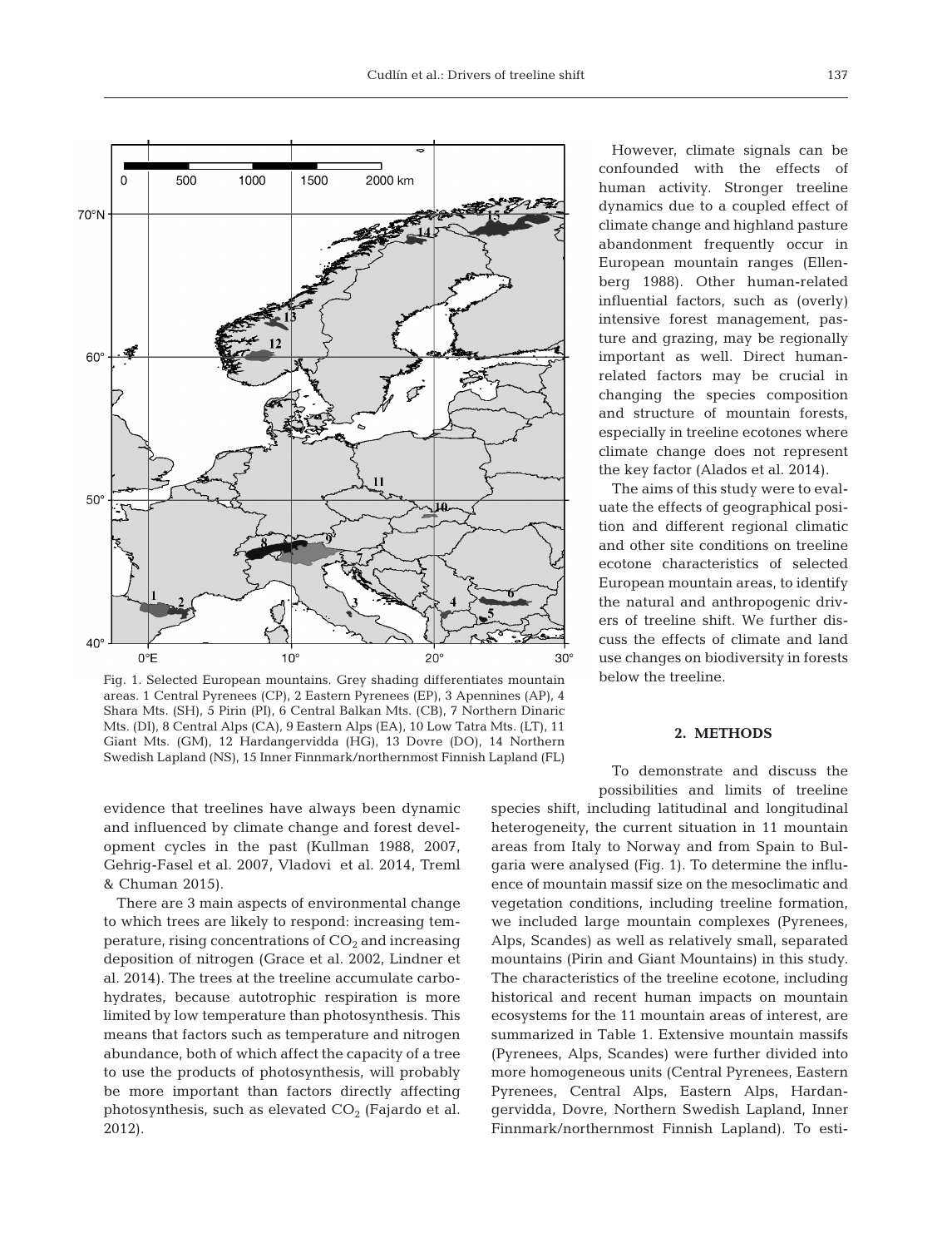Fig. 1. Selected European mountains. Grey shading differentiates mountain areas. 1 Central Pyrenees (CP), 2 Eastern Pyrenees (EP), 3 Apennines (AP), 4 Shara Mts. (SH), 5 Pirin (PI), 6 Central Balkan Mts. (CB), 7 Northern Dinaric Mts. (DI), 8 Central Alps (CA), 9 Eastern Alps (EA), 10 Low Tatra Mts. (LT), 11 Giant Mts. (GM), 12 Hardangervidda (HG), 13 Dovre (DO), 14 Northern Swedish Lapland (NS), 15 Inner Finnmark/northernmost Finnish Lapland (FL)

evidence that treelines have always been dynamic and influenced by climate change and forest development cycles in the past (Kullman 1988, 2007, Gehrig-Fasel et al. 2007, Vladovi et al. 2014, Treml & Chuman 2015).

There are 3 main aspects of environmental change to which trees are likely to respond: increasing temperature, rising concentrations of $CO_2$ and increasing deposition of nitrogen (Grace et al. 2002, Lindner et al. 2014). The trees at the treeline accumulate carbohydrates, because autotrophic respiration is more limited by low temperature than photosynthesis. This means that factors such as temperature and nitrogen abundance, both of which affect the capacity of a tree to use the products of photosynthesis, will probably be more important than factors directly affecting photosynthesis, such as elevated $CO_2$ (Fajardo et al. 2012).

However, climate signals can be confounded with the effects of human activity. Stronger treeline dynamics due to a coupled effect of climate change and highland pasture abandonment frequently occur in European mountain ranges (Ellenberg 1988). Other human-related influential factors, such as (overly) intensive forest management, pasture and grazing, may be regionally important as well. Direct human-related factors may be crucial in changing the species composition and structure of mountain forests, especially in treeline ecotones where climate change does not represent the key factor (Alados et al. 2014).

The aims of this study were to evaluate the effects of geographical position and different regional climatic and other site conditions on treeline ecotone characteristics of selected European mountain areas, to identify the natural and anthropogenic drivers of treeline shift. We further discuss the effects of climate and land use changes on biodiversity in forests below the treeline.

## 2. METHODS

To demonstrate and discuss the possibilities and limits of treeline species shift, including latitudinal and longitudinal heterogeneity, the current situation in 11 mountain areas from Italy to Norway and from Spain to Bulgaria were analysed (Fig. 1). To determine the influence of mountain massif size on the mesoclimatic and vegetation conditions, including treeline formation, we included large mountain complexes (Pyrenees, Alps, Scandes) as well as relatively small, separated mountains (Pirin and Giant Mountains) in this study. The characteristics of the treeline ecotone, including historical and recent human impacts on mountain ecosystems for the 11 mountain areas of interest, are summarized in Table 1. Extensive mountain massifs (Pyrenees, Alps, Scandes) were further divided into more homogeneous units (Central Pyrenees, Eastern Pyrenees, Central Alps, Eastern Alps, Hardangervidda, Dovre, Northern Swedish Lapland, Inner Finnmark/northernmost Finnish Lapland). To esti-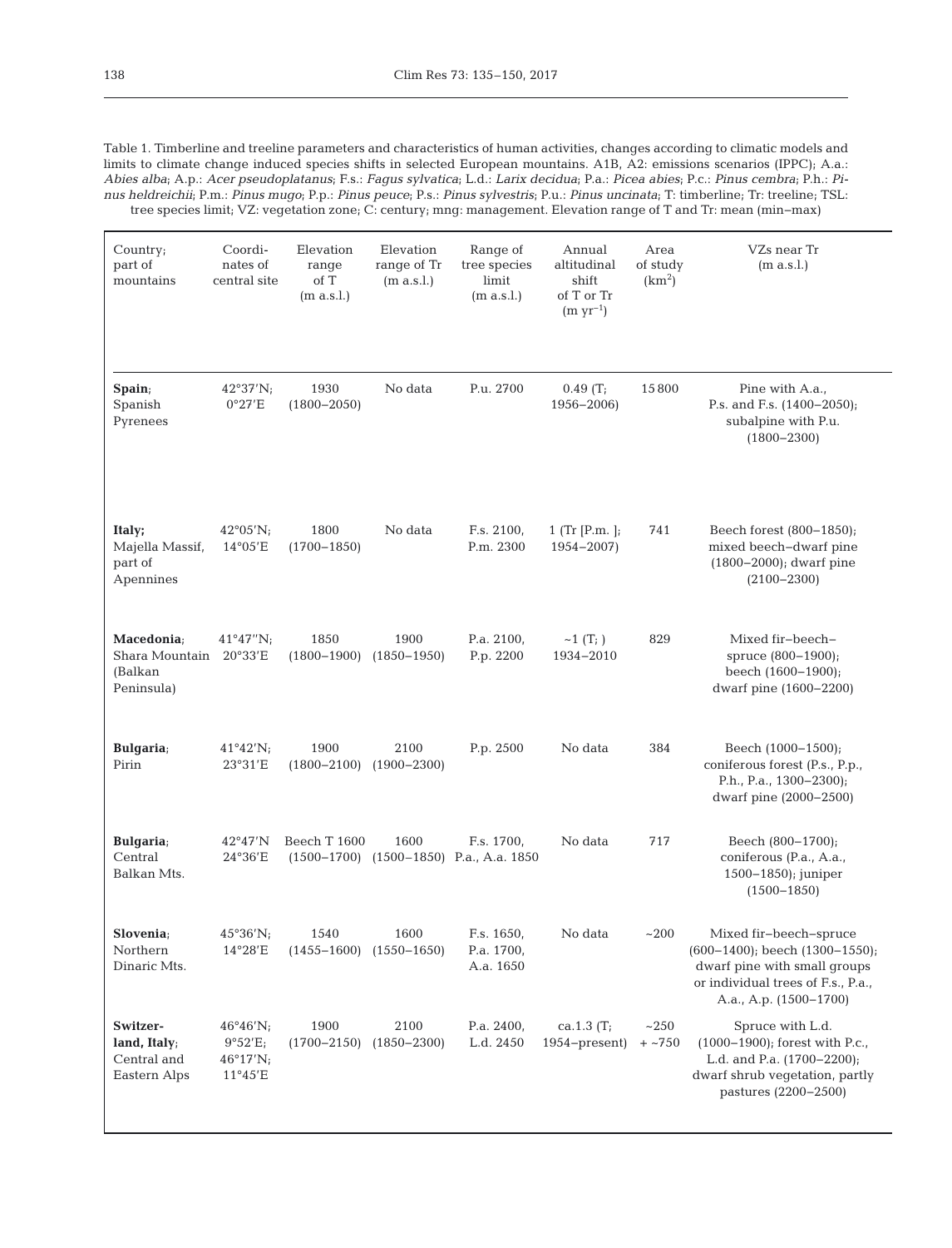Table 1. Timberline and treeline parameters and characteristics of human activities, changes according to climatic models and limits to climate change induced species shifts in selected European mountains. A1B, A2: emissions scenarios (IPPC); A.a.: *Abies alba*; A.p.: *Acer pseudoplatanus*; F.s.: *Fagus sylvatica*; L.d.: *Larix decidua*; P.a.: *Picea abies*; P.c.: *Pinus cembra*; P.h.: *Pinus heldreichii*; P.m.: *Pinus mugo*; P.p.: *Pinus peuce*; P.s.: *Pinus sylvestris*; P.u.: *Pinus uncinata*; T: timberline; Tr: treeline; TSL: tree species limit; VZ: vegetation zone; C: century; mng: management. Elevation range of T and Tr: mean (min–max)

| Country; part of mountains | Coordinates of central site | Elevation range of T (m a.s.l.) | Elevation range of Tr (m a.s.l.) | Range of tree species limit (m a.s.l.) | Annual altitudinal shift of T or Tr (m $yr^{-1}$) | Area of study ($km^2$) | VZs near Tr (m a.s.l.) |
|---|---|---|---|---|---|---|---|
| **Spain**; Spanish Pyrenees | 42°37'N; 0°27'E | 1930 (1800–2050) | No data | P.u. 2700 | 0.49 (T; 1956–2006) | 15800 | Pine with A.a., P.s. and F.s. (1400–2050); subalpine with P.u. (1800–2300) |
| **Italy;** Majella Massif, part of Apennines | 42°05'N; 14°05'E | 1800 (1700–1850) | No data | F.s. 2100, P.m. 2300 | 1 (Tr [P.m. ]; 1954–2007) | 741 | Beech forest (800–1850); mixed beech–dwarf pine (1800–2000); dwarf pine (2100–2300) |
| **Macedonia**; Shara Mountain (Balkan Peninsula) | 41°47''N; 20°33'E | 1850 (1800–1900) | 1900 (1850–1950) | P.a. 2100, P.p. 2200 | ~1 (T; ) 1934–2010 | 829 | Mixed fir–beech–spruce (800–1900); beech (1600–1900); dwarf pine (1600–2200) |
| **Bulgaria**; Pirin | 41°42'N; 23°31'E | 1900 (1800–2100) | 2100 (1900–2300) | P.p. 2500 | No data | 384 | Beech (1000–1500); coniferous forest (P.s., P.p., P.h., P.a., 1300–2300); dwarf pine (2000–2500) |
| **Bulgaria**; Central Balkan Mts. | 42°47'N 24°36'E | Beech T 1600 (1500–1700) | 1600 (1500–1850) | F.s. 1700, P.a., A.a. 1850 | No data | 717 | Beech (800–1700); coniferous (P.a., A.a., 1500–1850); juniper (1500–1850) |
| **Slovenia**; Northern Dinaric Mts. | 45°36'N; 14°28'E | 1540 (1455–1600) | 1600 (1550–1650) | F.s. 1650, P.a. 1700, A.a. 1650 | No data | ~200 | Mixed fir–beech–spruce (600–1400); beech (1300–1550); dwarf pine with small groups or individual trees of F.s., P.a., A.a., A.p. (1500–1700) |
| **Switzerland, Italy**; Central and Eastern Alps | 46°46'N; 9°52'E; 46°17'N; 11°45'E | 1900 (1700–2150) | 2100 (1850–2300) | P.a. 2400, L.d. 2450 | ca.1.3 (T; 1954–present) | ~250 + ~750 | Spruce with L.d. (1000–1900); forest with P.c., L.d. and P.a. (1700–2200); dwarf shrub vegetation, partly pastures (2200–2500) |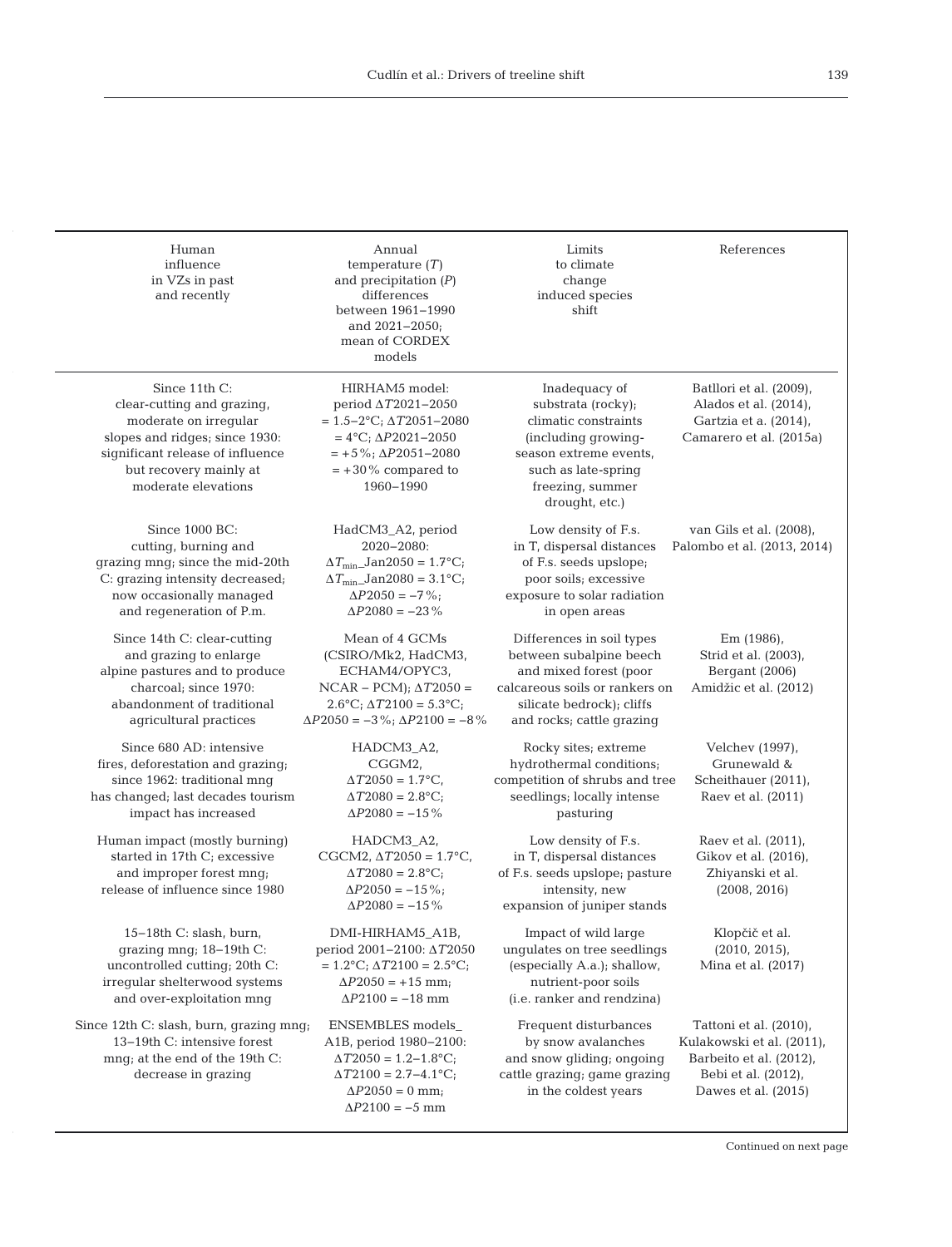| Human influence in VZs in past and recently | Annual temperature ($T$) and precipitation ($P$) differences between 1961–1990 and 2021–2050; mean of CORDEX models | Limits to climate change induced species shift | References |
|---|---|---|---|
| Since 11th C: clear-cutting and grazing, moderate on irregular slopes and ridges; since 1930: significant release of influence but recovery mainly at moderate elevations | HIRHAM5 model: period $\Delta T$2021–2050 = 1.5–2°C; $\Delta T$2051–2080 = 4°C; $\Delta P$2021–2050 = +5%; $\Delta P$2051–2080 = +30% compared to 1960–1990 | Inadequacy of substrata (rocky); climatic constraints (including growing-season extreme events, such as late-spring freezing, summer drought, etc.) | Batllori et al. (2009), Alados et al. (2014), Gartzia et a. (2014), Camarero et al. (2015a) |
| Since 1000 BC: cutting, burning and grazing mng; since the mid-20th C: grazing intensity decreased; now occasionally managed and regeneration of P.m. | HadCM3_A2, period 2020–2080: $\Delta T_{min}$_Jan2050 = 1.7°C; $\Delta T_{min}$_Jan2080 = 3.1°C; $\Delta P$2050 = −7%; $\Delta P$2080 = −23% | Low density of F.s. in T, dispersal distances of F.s. seeds upslope; poor soils; excessive exposure to solar radiation in open areas | van Gils et al. (2008), Palombo et al. (2013, 2014) |
| Since 14th C: clear-cutting and grazing to enlarge alpine pastures and to produce charcoal; since 1970: abandonment of traditional agricultural practices | Mean of 4 GCMs (CSIRO/Mk2, HadCM3, ECHAM4/OPYC3, NCAR – PCM); $\Delta T$2050 = 2.6°C; $\Delta T$2100 = 5.3°C; $\Delta P$2050 = −3%; $\Delta P$2100 = −8% | Differences in soil types between subalpine beech and mixed forest (poor calcareous soils or rankers on silicate bedrock); cliffs and rocks; cattle grazing | Em (1986), Strid et al. (2003), Bergant (2006) Amidžic et al. (2012) |
| Since 680 AD: intensive fires, deforestation and grazing; since 1962: traditional mng has changed; last decades tourism impact has increased | HADCM3_A2, CGGM2, $\Delta T$2050 = 1.7°C, $\Delta T$2080 = 2.8°C; $\Delta P$2080 = −15% | Rocky sites; extreme hydrothermal conditions; competition of shrubs and tree seedlings; locally intense pasturing | Velchev (1997), Grunewald & Scheithauer (2011), Raev et al. (2011) |
| Human impact (mostly burning) started in 17th C; excessive and improper forest mng; release of influence since 1980 | HADCM3_A2, CGCM2, $\Delta T$2050 = 1.7°C, $\Delta T$2080 = 2.8°C; $\Delta P$2050 = −15%; $\Delta P$2080 = −15% | Low density of F.s. in T, dispersal distances of F.s. seeds upslope; pasture intensity, new expansion of juniper stands | Raev et al. (2011), Gikov et al. (2016), Zhiyanski et al. (2008, 2016) |
| 15–18th C: slash, burn, grazing mng; 18–19th C: uncontrolled cutting; 20th C: irregular shelterwood systems and over-exploitation mng | DMI-HIRHAM5_A1B, period 2001–2100: $\Delta T$2050 = 1.2°C; $\Delta T$2100 = 2.5°C; $\Delta P$2050 = +15 mm; $\Delta P$2100 = −18 mm | Impact of wild large ungulates on tree seedlings (especially A.a.); shallow, nutrient-poor soils (i.e. ranker and rendzina) | Klopčič et al. (2010, 2015), Mina et al. (2017) |
| Since 12th C: slash, burn, grazing mng; 13–19th C: intensive forest mng; at the end of the 19th C: decrease in grazing | ENSEMBLES models_ A1B, period 1980–2100: $\Delta T$2050 = 1.2–1.8°C; $\Delta T$2100 = 2.7–4.1°C; $\Delta P$2050 = 0 mm; $\Delta P$2100 = −5 mm | Frequent disturbances by snow avalanches and snow gliding; ongoing cattle grazing; game grazing in the coldest years | Tattoni et al. (2010), Kulakowski et al. (2011), Barbeito et al. (2012), Bebi et al. (2012), Dawes et al. (2015) |

Continued on next page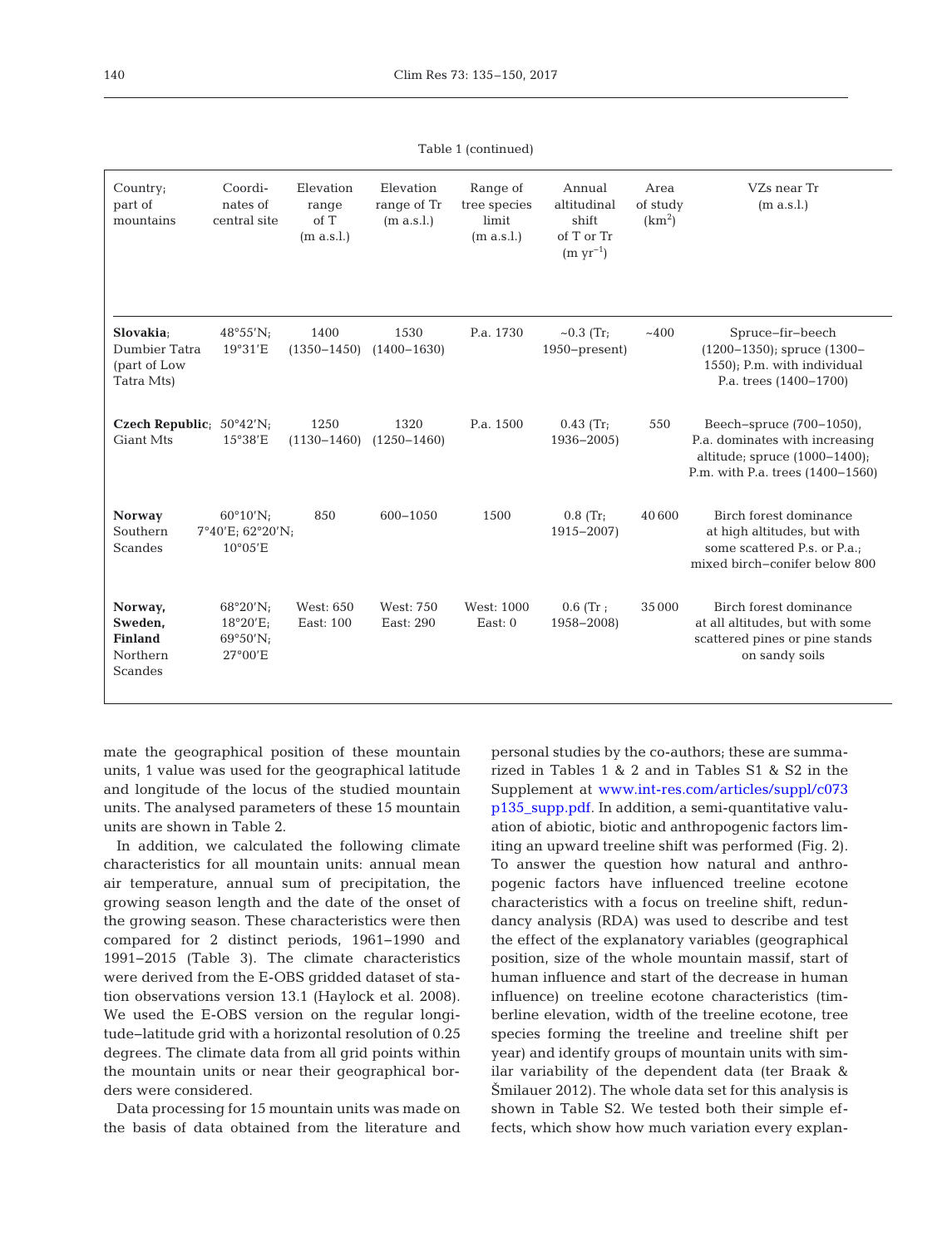Table 1 (continued)

| Country; part of mountains | Coordinates of central site | Elevation range of T (m a.s.l.) | Elevation range of Tr (m a.s.l.) | Range of tree species limit (m a.s.l.) | Annual altitudinal shift of T or Tr (m $yr^{-1}$) | Area of study ($km^2$) | VZs near Tr (m a.s.l.) |
|---|---|---|---|---|---|---|---|
| **Slovakia**; Dumbier Tatra (part of Low Tatra Mts) | 48°55'N; 19°31'E | 1400 (1350–1450) | 1530 (1400–1630) | P.a. 1730 | ~0.3 (Tr; 1950–present) | ~400 | Spruce–fir–beech (1200–1350); spruce (1300–1550); P.m. with individual P.a. trees (1400–1700) |
| **Czech Republic**; Giant Mts | 50°42'N; 15°38'E | 1250 (1130–1460) | 1320 (1250–1460) | P.a. 1500 | 0.43 (Tr; 1936–2005) | 550 | Beech–spruce (700–1050), P.a. dominates with increasing altitude; spruce (1000–1400); P.m. with P.a. trees (1400–1560) |
| **Norway** Southern Scandes | 60°10'N; 7°40'E; 62°20'N; 10°05'E | 850 | 600–1050 | 1500 | 0.8 (Tr; 1915–2007) | 40 600 | Birch forest dominance at high altitudes, but with some scattered P.s. or P.a.; mixed birch–conifer below 800 |
| **Norway, Sweden, Finland** Northern Scandes | 68°20'N; 18°20'E; 69°50'N; 27°00'E | West: 650 East: 100 | West: 750 East: 290 | West: 1000 East: 0 | 0.6 (Tr ; 1958–2008) | 35 000 | Birch forest dominance at all altitudes, but with some scattered pines or pine stands on sandy soils |

mate the geographical position of these mountain units, 1 value was used for the geographical latitude and longitude of the locus of the studied mountain units. The analysed parameters of these 15 mountain units are shown in Table 2.

In addition, we calculated the following climate characteristics for all mountain units: annual mean air temperature, annual sum of precipitation, the growing season length and the date of the onset of the growing season. These characteristics were then compared for 2 distinct periods, 1961–1990 and 1991–2015 (Table 3). The climate characteristics were derived from the E-OBS gridded dataset of station observations version 13.1 (Haylock et al. 2008). We used the E-OBS version on the regular longitude–latitude grid with a horizontal resolution of 0.25 degrees. The climate data from all grid points within the mountain units or near their geographical borders were considered.

Data processing for 15 mountain units was made on the basis of data obtained from the literature and personal studies by the co-authors; these are summarized in Tables 1 & 2 and in Tables S1 & S2 in the Supplement at www.int-res.com/articles/suppl/c073p135_supp.pdf. In addition, a semi-quantitative valuation of abiotic, biotic and anthropogenic factors limiting an upward treeline shift was performed (Fig. 2). To answer the question how natural and anthropogenic factors have influenced treeline ecotone characteristics with a focus on treeline shift, redundancy analysis (RDA) was used to describe and test the effect of the explanatory variables (geographical position, size of the whole mountain massif, start of human influence and start of the decrease in human influence) on treeline ecotone characteristics (timberline elevation, width of the treeline ecotone, tree species forming the treeline and treeline shift per year) and identify groups of mountain units with similar variability of the dependent data (ter Braak & Šmilauer 2012). The whole data set for this analysis is shown in Table S2. We tested both their simple effects, which show how much variation every explan-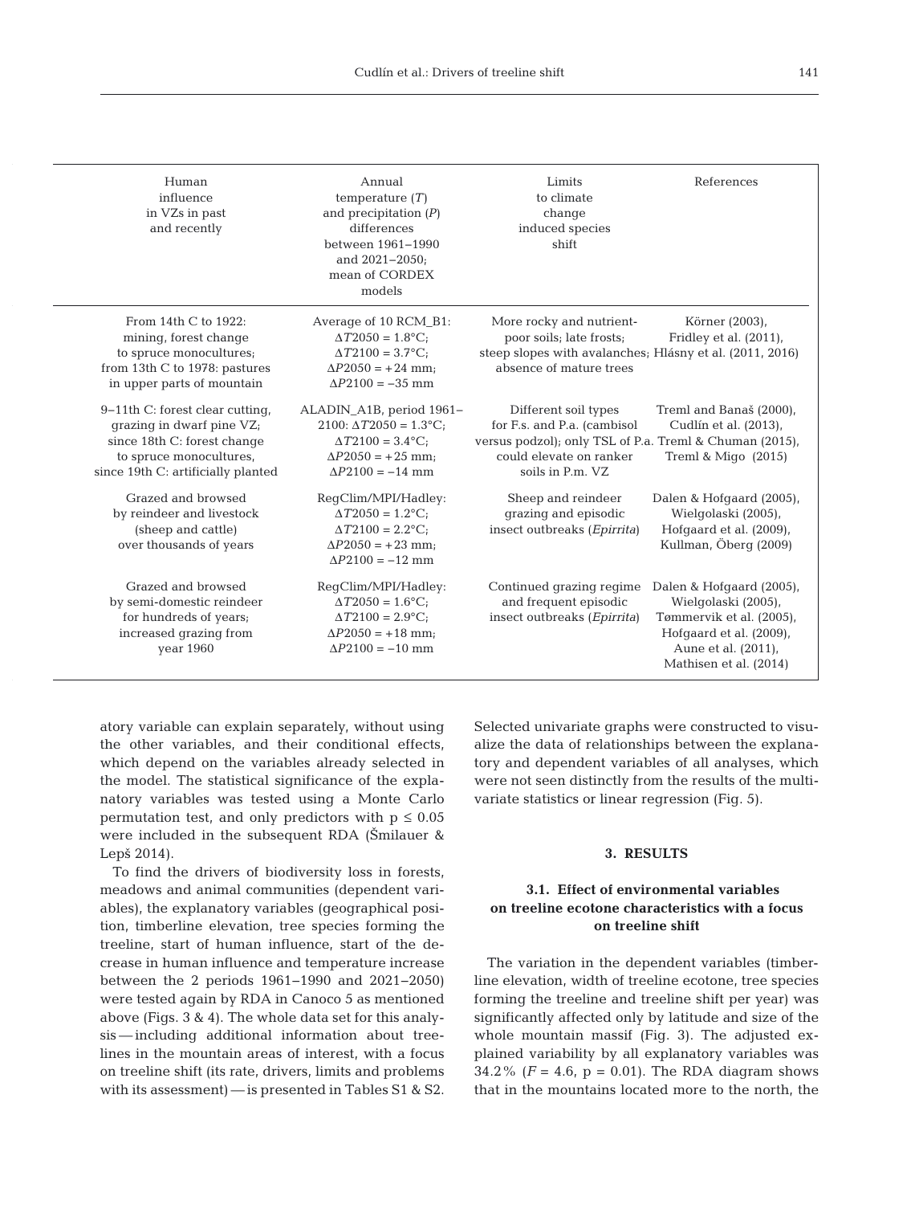| Human influence in VZs in past and recently | Annual temperature ($T$) and precipitation ($P$) differences between 1961–1990 and 2021–2050; mean of CORDEX models | Limits to climate change induced species shift | References |
|---|---|---|---|
| From 14th C to 1922: mining, forest change to spruce monocultures; from 13th C to 1978: pastures in upper parts of mountain | Average of 10 RCM_B1: $\Delta T2050 = 1.8°C$; $\Delta T2100 = 3.7°C$; $\Delta P2050 = +24$ mm; $\Delta P2100 = -35$ mm | More rocky and nutrient-poor soils; late frosts; steep slopes with avalanches; absence of mature trees | Körner (2003), Fridley et al. (2011), Hlásny et al. (2011, 2016) |
| 9–11th C: forest clear cutting, grazing in dwarf pine VZ; since 18th C: forest change to spruce monocultures, since 19th C: artificially planted | ALADIN_A1B, period 1961–2100: $\Delta T2050 = 1.3°C$; $\Delta T2100 = 3.4°C$; $\Delta P2050 = +25$ mm; $\Delta P2100 = -14$ mm | Different soil types for F.s. and P.a. (cambisol versus podzol); only TSL of P.a. could elevate on ranker soils in P.m. VZ | Treml and Banaš (2000), Cudlín et al. (2013), Treml & Chuman (2015), Treml & Migo (2015) |
| Grazed and browsed by reindeer and livestock (sheep and cattle) over thousands of years | RegClim/MPI/Hadley: $\Delta T2050 = 1.2°C$; $\Delta T2100 = 2.2°C$; $\Delta P2050 = +23$ mm; $\Delta P2100 = -12$ mm | Sheep and reindeer grazing and episodic insect outbreaks (*Epirrita*) | Dalen & Hofgaard (2005), Wielgolaski (2005), Hofgaard et al. (2009), Kullman, Öberg (2009) |
| Grazed and browsed by semi-domestic reindeer for hundreds of years; increased grazing from year 1960 | RegClim/MPI/Hadley: $\Delta T2050 = 1.6°C$; $\Delta T2100 = 2.9°C$; $\Delta P2050 = +18$ mm; $\Delta P2100 = -10$ mm | Continued grazing regime and frequent episodic insect outbreaks (*Epirrita*) | Dalen & Hofgaard (2005), Wielgolaski (2005), Tømmervik et al. (2005), Hofgaard et al. (2009), Aune et al. (2011), Mathisen et al. (2014) |

atory variable can explain separately, without using the other variables, and their conditional effects, which depend on the variables already selected in the model. The statistical significance of the explanatory variables was tested using a Monte Carlo permutation test, and only predictors with $p \leq 0.05$ were included in the subsequent RDA (Šmilauer & Lepš 2014).

To find the drivers of biodiversity loss in forests, meadows and animal communities (dependent variables), the explanatory variables (geographical position, timberline elevation, tree species forming the treeline, start of human influence, start of the decrease in human influence and temperature increase between the 2 periods 1961–1990 and 2021–2050) were tested again by RDA in Canoco 5 as mentioned above (Figs. 3 & 4). The whole data set for this analysis — including additional information about treelines in the mountain areas of interest, with a focus on treeline shift (its rate, drivers, limits and problems with its assessment) — is presented in Tables S1 & S2.

Selected univariate graphs were constructed to visualize the data of relationships between the explanatory and dependent variables of all analyses, which were not seen distinctly from the results of the multivariate statistics or linear regression (Fig. 5).

## 3. RESULTS

### 3.1. Effect of environmental variables on treeline ecotone characteristics with a focus on treeline shift

The variation in the dependent variables (timberline elevation, width of treeline ecotone, tree species forming the treeline and treeline shift per year) was significantly affected only by latitude and size of the whole mountain massif (Fig. 3). The adjusted explained variability by all explanatory variables was 34.2% ($F = 4.6$, $p = 0.01$). The RDA diagram shows that in the mountains located more to the north, the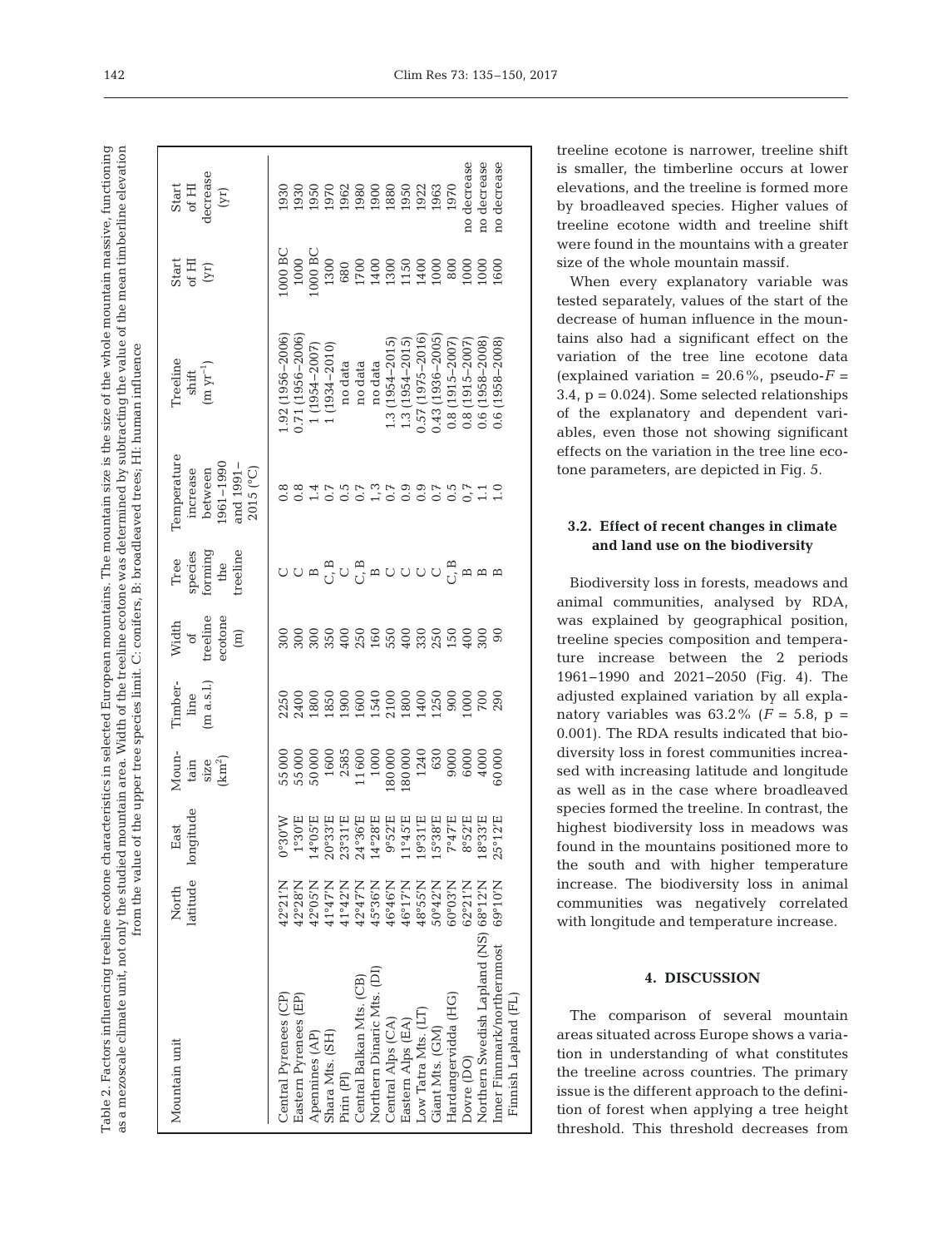Table 2. Factors influencing treeline ecotone characteristics in selected European mountains. The mountain size is the size of the whole mountain massive, functioning as a mezoscale climate unit, not only the studied mountain area. Width of the treeline ecotone was determined by subtracting the value of the mean timberline elevation from the value of the upper tree species limit. C: conifers, B: broadleaved trees; HI: human influence

| Mountain unit | North latitude | East longitude | Mountain size (km²) | Timberline (m a.s.l.) | Width of treeline ecotone (m) | Tree species forming the treeline | Temperature increase between 1961–1990 and 1991–2015 (°C) | Treeline shift (m yr⁻¹) | Start of HI (yr) | Start of HI decrease (yr) |
|---|---|---|---|---|---|---|---|---|---|---|
| Central Pyrenees (CP) | 42°21'N | 0°30'W | 55 000 | 2250 | 300 | C | 0.8 | 1.92 (1956–2006) | 1000 BC | 1930 |
| Eastern Pyrenees (EP) | 42°28'N | 1°30'E | 55 000 | 2400 | 300 | C | 0.8 | 0.71 (1956–2006) | 1000 | 1930 |
| Apennines (AP) | 42°05'N | 14°05'E | 50 000 | 1800 | 300 | B | 1.4 | 1 (1954–2007) | 1000 BC | 1950 |
| Shara Mts. (SH) | 41°47'N | 20°33'E | 1600 | 1850 | 350 | C, B | 0.7 | 1 (1934–2010) | 1300 | 1970 |
| Pirin (PI) | 41°42'N | 23°31'E | 2585 | 1900 | 400 | C | 0.5 | no data | 680 | 1962 |
| Central Balkan Mts. (CB) | 42°47'N | 24°36'E | 11 600 | 1600 | 250 | C, B | 0.7 | no data | 1700 | 1980 |
| Northern Dinaric Mts. (DI) | 45°36'N | 14°28'E | 1000 | 1540 | 160 | B | 1,3 | no data | 1400 | 1900 |
| Central Alps (CA) | 46°46'N | 9°52'E | 180 000 | 2100 | 550 | C | 0.7 | 1.3 (1954–2015) | 1300 | 1880 |
| Eastern Alps (EA) | 46°17'N | 11°45'E | 180 000 | 1800 | 400 | C | 0.9 | 1.3 (1954–2015) | 1150 | 1950 |
| Low Tatra Mts. (LT) | 48°55'N | 19°31'E | 1240 | 1400 | 330 | C | 0.9 | 0.57 (1975–2016) | 1400 | 1922 |
| Giant Mts. (GM) | 50°42'N | 15°38'E | 630 | 1250 | 250 | C | 0.7 | 0.43 (1936–2005) | 1000 | 1963 |
| Hardangervidda (HG) | 60°03'N | 7°47'E | 9000 | 900 | 150 | C, B | 0.5 | 0.8 (1915–2007) | 800 | 1970 |
| Dovre (DO) | 62°21'N | 8°52'E | 6000 | 1000 | 400 | B | 0,7 | 0.8 (1915–2007) | 1000 | no decrease |
| Northern Swedish Lapland (NS) | 68°12'N | 18°33'E | 4000 | 700 | 300 | B | 1.1 | 0.6 (1958–2008) | 1000 | no decrease |
| Inner Finnmark/northernmost Finnish Lapland (FL) | 69°10'N | 25°12'E | 60 000 | 290 | 90 | B | 1.0 | 0.6 (1958–2008) | 1600 | no decrease |

treeline ecotone is narrower, treeline shift is smaller, the timberline occurs at lower elevations, and the treeline is formed more by broadleaved species. Higher values of treeline ecotone width and treeline shift were found in the mountains with a greater size of the whole mountain massif.

When every explanatory variable was tested separately, values of the start of the decrease of human influence in the mountains also had a significant effect on the variation of the tree line ecotone data (explained variation = 20.6%, pseudo-$F$ = 3.4, $p$ = 0.024). Some selected relationships of the explanatory and dependent variables, even those not showing significant effects on the variation in the tree line ecotone parameters, are depicted in Fig. 5.

### 3.2. Effect of recent changes in climate and land use on the biodiversity

Biodiversity loss in forests, meadows and animal communities, analysed by RDA, was explained by geographical position, treeline species composition and temperature increase between the 2 periods 1961−1990 and 2021−2050 (Fig. 4). The adjusted explained variation by all explanatory variables was 63.2% ($F$ = 5.8, $p$ = 0.001). The RDA results indicated that biodiversity loss in forest communities increased with increasing latitude and longitude as well as in the case where broadleaved species formed the treeline. In contrast, the highest biodiversity loss in meadows was found in the mountains positioned more to the south and with higher temperature increase. The biodiversity loss in animal communities was negatively correlated with longitude and temperature increase.

## 4. DISCUSSION

The comparison of several mountain areas situated across Europe shows a variation in understanding of what constitutes the treeline across countries. The primary issue is the different approach to the definition of forest when applying a tree height threshold. This threshold decreases from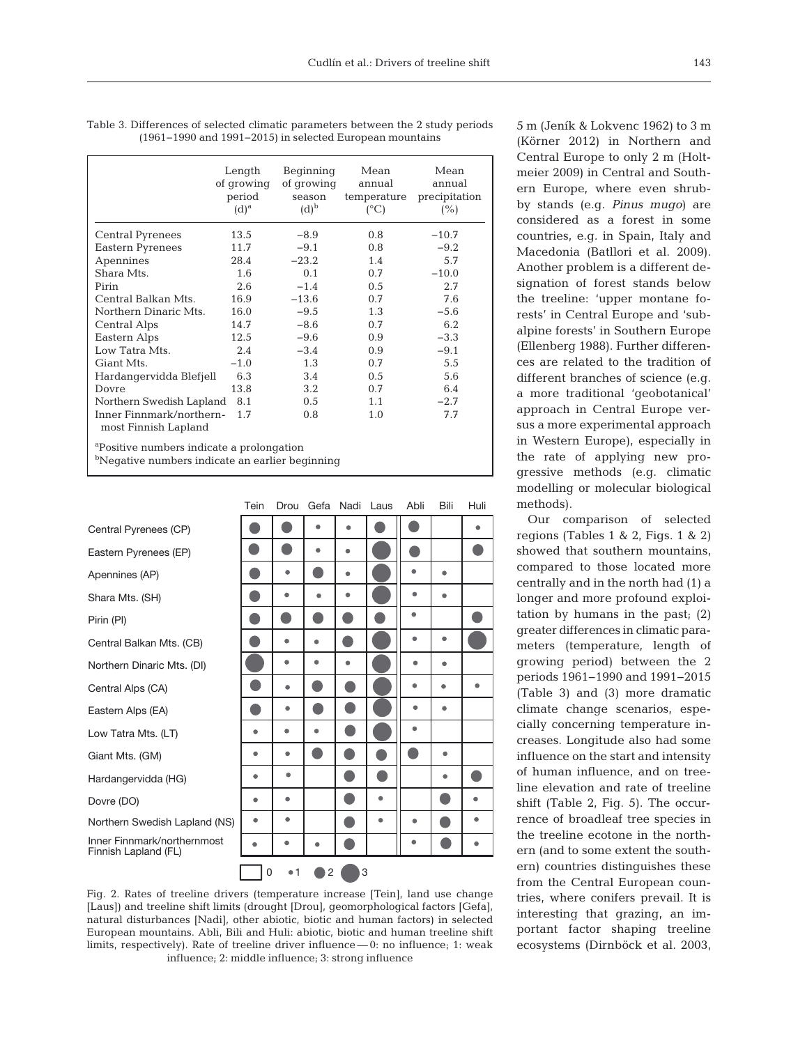Table 3. Differences of selected climatic parameters between the 2 study periods (1961–1990 and 1991–2015) in selected European mountains

| | Length of growing period (d)[a] | Beginning of growing season (d)[b] | Mean annual temperature (°C) | Mean annual precipitation (%) |
|---|---|---|---|---|
| Central Pyrenees | 13.5 | −8.9 | 0.8 | −10.7 |
| Eastern Pyrenees | 11.7 | −9.1 | 0.8 | −9.2 |
| Apennines | 28.4 | −23.2 | 1.4 | 5.7 |
| Shara Mts. | 1.6 | 0.1 | 0.7 | −10.0 |
| Pirin | 2.6 | −1.4 | 0.5 | 2.7 |
| Central Balkan Mts. | 16.9 | −13.6 | 0.7 | 7.6 |
| Northern Dinaric Mts. | 16.0 | −9.5 | 1.3 | −5.6 |
| Central Alps | 14.7 | −8.6 | 0.7 | 6.2 |
| Eastern Alps | 12.5 | −9.6 | 0.9 | −3.3 |
| Low Tatra Mts. | 2.4 | −3.4 | 0.9 | −9.1 |
| Giant Mts. | −1.0 | 1.3 | 0.7 | 5.5 |
| Hardangervidda Blefjell | 6.3 | 3.4 | 0.5 | 5.6 |
| Dovre | 13.8 | 3.2 | 0.7 | 6.4 |
| Northern Swedish Lapland | 8.1 | 0.5 | 1.1 | −2.7 |
| Inner Finnmark/northern-most Finnish Lapland | 1.7 | 0.8 | 1.0 | 7.7 |

[a]Positive numbers indicate a prolongation
[b]Negative numbers indicate an earlier beginning

| | Tein | Drou | Gefa | Nadi | Laus | Abli | Bili | Huli |
|---|---|---|---|---|---|---|---|---|
| Central Pyrenees (CP) | 2 | 2 | 1 | 1 | 2 | 2 | 0 | 1 |
| Eastern Pyrenees (EP) | 2 | 2 | 1 | 1 | 3 | 2 | 0 | 2 |
| Apennines (AP) | 2 | 1 | 2 | 1 | 3 | 1 | 1 | 0 |
| Shara Mts. (SH) | 2 | 1 | 1 | 1 | 3 | 1 | 1 | 0 |
| Pirin (PI) | 2 | 2 | 2 | 2 | 2 | 1 | 0 | 2 |
| Central Balkan Mts. (CB) | 2 | 1 | 1 | 2 | 3 | 1 | 1 | 3 |
| Northern Dinaric Mts. (DI) | 3 | 1 | 1 | 1 | 3 | 1 | 1 | 0 |
| Central Alps (CA) | 2 | 1 | 2 | 2 | 3 | 1 | 1 | 1 |
| Eastern Alps (EA) | 2 | 1 | 2 | 2 | 3 | 1 | 1 | 0 |
| Low Tatra Mts. (LT) | 1 | 1 | 1 | 2 | 3 | 1 | 0 | 0 |
| Giant Mts. (GM) | 1 | 1 | 2 | 2 | 2 | 2 | 1 | 0 |
| Hardangervidda (HG) | 1 | 1 | 0 | 2 | 2 | 0 | 1 | 2 |
| Dovre (DO) | 1 | 1 | 0 | 2 | 1 | 0 | 2 | 1 |
| Northern Swedish Lapland (NS) | 1 | 1 | 0 | 2 | 1 | 1 | 2 | 1 |
| Inner Finnmark/northernmost Finnish Lapland (FL) | 1 | 1 | 1 | 2 | 0 | 1 | 2 | 1 |

Fig. 2. Rates of treeline drivers (temperature increase [Tein], land use change [Laus]) and treeline shift limits (drought [Drou], geomorphological factors [Gefa], natural disturbances [Nadi], other abiotic, biotic and human factors) in selected European mountains. Abli, Bili and Huli: abiotic, biotic and human treeline shift limits, respectively). Rate of treeline driver influence — 0: no influence; 1: weak influence; 2: middle influence; 3: strong influence

5 m (Jeník & Lokvenc 1962) to 3 m (Körner 2012) in Northern and Central Europe to only 2 m (Holtmeier 2009) in Central and Southern Europe, where even shrubby stands (e.g. *Pinus mugo*) are considered as a forest in some countries, e.g. in Spain, Italy and Macedonia (Batllori et al. 2009). Another problem is a different designation of forest stands below the treeline: 'upper montane forests' in Central Europe and 'subalpine forests' in Southern Europe (Ellenberg 1988). Further differences are related to the tradition of different branches of science (e.g. a more traditional 'geobotanical' approach in Central Europe versus a more experimental approach in Western Europe), especially in the rate of applying new progressive methods (e.g. climatic modelling or molecular biological methods).

Our comparison of selected regions (Tables 1 & 2, Figs. 1 & 2) showed that southern mountains, compared to those located more centrally and in the north had (1) a longer and more profound exploitation by humans in the past; (2) greater differences in climatic parameters (temperature, length of growing period) between the 2 periods 1961–1990 and 1991–2015 (Table 3) and (3) more dramatic climate change scenarios, especially concerning temperature increases. Longitude also had some influence on the start and intensity of human influence, and on treeline elevation and rate of treeline shift (Table 2, Fig. 5). The occurrence of broadleaf tree species in the treeline ecotone in the northern (and to some extent the southern) countries distinguishes these from the Central European countries, where conifers prevail. It is interesting that grazing, an important factor shaping treeline ecosystems (Dirnböck et al. 2003,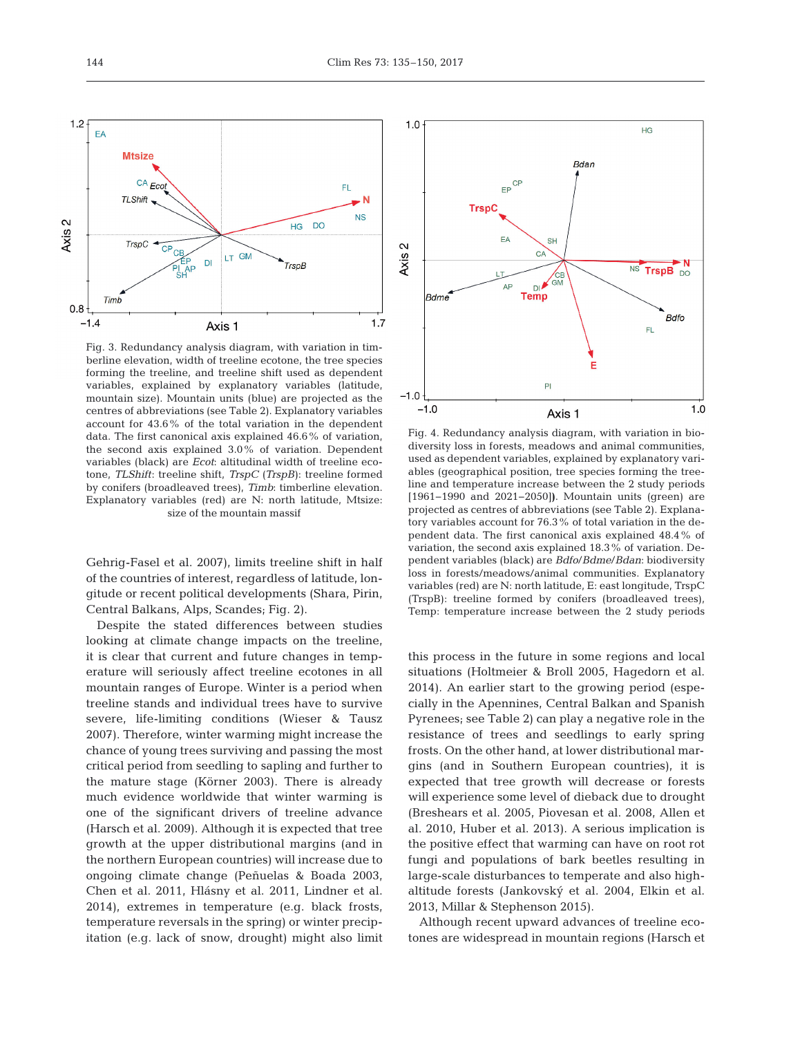Fig. 3. Redundancy analysis diagram, with variation in timberline elevation, width of treeline ecotone, the tree species forming the treeline, and treeline shift used as dependent variables, explained by explanatory variables (latitude, mountain size). Mountain units (blue) are projected as the centres of abbreviations (see Table 2). Explanatory variables account for 43.6% of the total variation in the dependent data. The first canonical axis explained 46.6% of variation, the second axis explained 3.0% of variation. Dependent variables (black) are *Ecot*: altitudinal width of treeline ecotone, *TLShift*: treeline shift, *TrspC* (*TrspB*): treeline formed by conifers (broadleaved trees), *Timb*: timberline elevation. Explanatory variables (red) are N: north latitude, Mtsize: size of the mountain massif

Fig. 4. Redundancy analysis diagram, with variation in biodiversity loss in forests, meadows and animal communities, used as dependent variables, explained by explanatory variables (geographical position, tree species forming the treeline and temperature increase between the 2 study periods [1961–1990 and 2021–2050]). Mountain units (green) are projected as centres of abbreviations (see Table 2). Explanatory variables account for 76.3% of total variation in the dependent data. The first canonical axis explained 48.4% of variation, the second axis explained 18.3% of variation. Dependent variables (black) are *Bdfo*/*Bdme*/*Bdan*: biodiversity loss in forests/meadows/animal communities. Explanatory variables (red) are N: north latitude, E: east longitude, TrspC (TrspB): treeline formed by conifers (broadleaved trees), Temp: temperature increase between the 2 study periods

Gehrig-Fasel et al. 2007), limits treeline shift in half of the countries of interest, regardless of latitude, longitude or recent political developments (Shara, Pirin, Central Balkans, Alps, Scandes; Fig. 2).

Despite the stated differences between studies looking at climate change impacts on the treeline, it is clear that current and future changes in temperature will seriously affect treeline ecotones in all mountain ranges of Europe. Winter is a period when treeline stands and individual trees have to survive severe, life-limiting conditions (Wieser & Tausz 2007). Therefore, winter warming might increase the chance of young trees surviving and passing the most critical period from seedling to sapling and further to the mature stage (Körner 2003). There is already much evidence worldwide that winter warming is one of the significant drivers of treeline advance (Harsch et al. 2009). Although it is expected that tree growth at the upper distributional margins (and in the northern European countries) will increase due to ongoing climate change (Peñuelas & Boada 2003, Chen et al. 2011, Hlásny et al. 2011, Lindner et al. 2014), extremes in temperature (e.g. black frosts, temperature reversals in the spring) or winter precipitation (e.g. lack of snow, drought) might also limit this process in the future in some regions and local situations (Holtmeier & Broll 2005, Hagedorn et al. 2014). An earlier start to the growing period (especially in the Apennines, Central Balkan and Spanish Pyrenees; see Table 2) can play a negative role in the resistance of trees and seedlings to early spring frosts. On the other hand, at lower distributional margins (and in Southern European countries), it is expected that tree growth will decrease or forests will experience some level of dieback due to drought (Breshears et al. 2005, Piovesan et al. 2008, Allen et al. 2010, Huber et al. 2013). A serious implication is the positive effect that warming can have on root rot fungi and populations of bark beetles resulting in large-scale disturbances to temperate and also high-altitude forests (Jankovský et al. 2004, Elkin et al. 2013, Millar & Stephenson 2015).

Although recent upward advances of treeline ecotones are widespread in mountain regions (Harsch et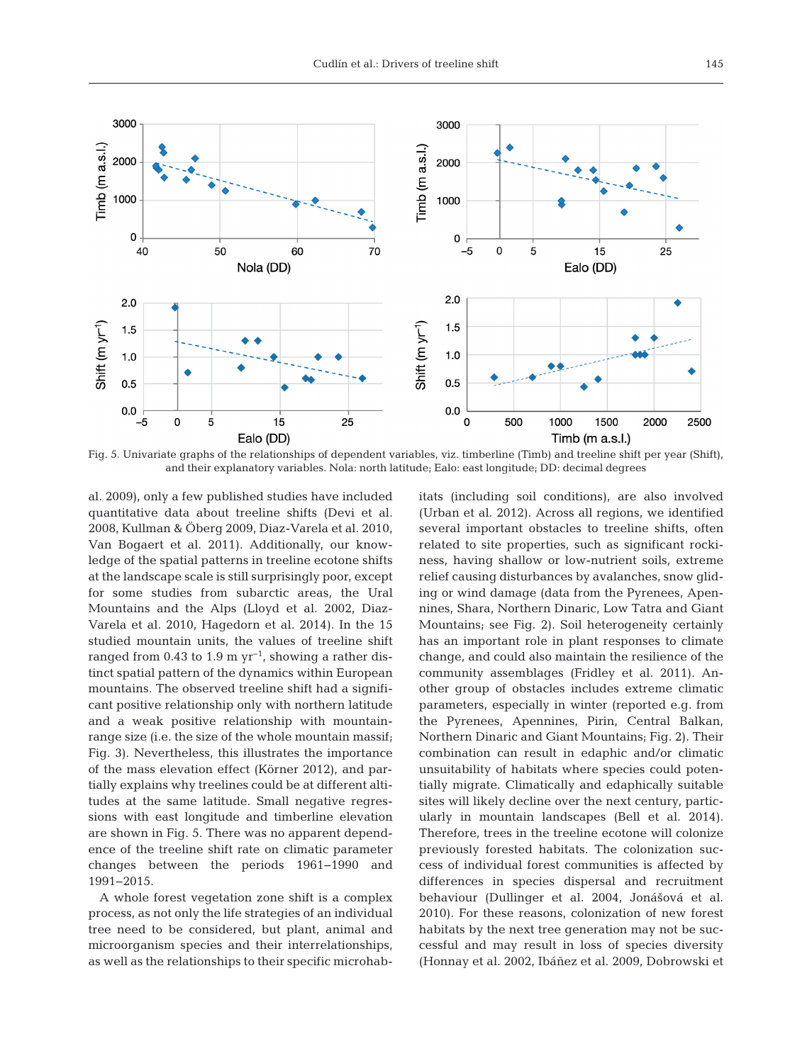Fig. 5. Univariate graphs of the relationships of dependent variables, viz. timberline (Timb) and treeline shift per year (Shift), and their explanatory variables. Nola: north latitude; Ealo: east longitude; DD: decimal degrees

al. 2009), only a few published studies have included quantitative data about treeline shifts (Devi et al. 2008, Kullman & Öberg 2009, Diaz-Varela et al. 2010, Van Bogaert et al. 2011). Additionally, our knowledge of the spatial patterns in treeline ecotone shifts at the landscape scale is still surprisingly poor, except for some studies from subarctic areas, the Ural Mountains and the Alps (Lloyd et al. 2002, Diaz-Varela et al. 2010, Hagedorn et al. 2014). In the 15 studied mountain units, the values of treeline shift ranged from 0.43 to 1.9 m $yr^{-1}$, showing a rather distinct spatial pattern of the dynamics within European mountains. The observed treeline shift had a significant positive relationship only with northern latitude and a weak positive relationship with mountain-range size (i.e. the size of the whole mountain massif; Fig. 3). Nevertheless, this illustrates the importance of the mass elevation effect (Körner 2012), and partially explains why treelines could be at different altitudes at the same latitude. Small negative regressions with east longitude and timberline elevation are shown in Fig. 5. There was no apparent dependence of the treeline shift rate on climatic parameter changes between the periods 1961–1990 and 1991–2015.

A whole forest vegetation zone shift is a complex process, as not only the life strategies of an individual tree need to be considered, but plant, animal and microorganism species and their interrelationships, as well as the relationships to their specific microhabitats (including soil conditions), are also involved (Urban et al. 2012). Across all regions, we identified several important obstacles to treeline shifts, often related to site properties, such as significant rockiness, having shallow or low-nutrient soils, extreme relief causing disturbances by avalanches, snow gliding or wind damage (data from the Pyrenees, Apennines, Shara, Northern Dinaric, Low Tatra and Giant Mountains; see Fig. 2). Soil heterogeneity certainly has an important role in plant responses to climate change, and could also maintain the resilience of the community assemblages (Fridley et al. 2011). Another group of obstacles includes extreme climatic parameters, especially in winter (reported e.g. from the Pyrenees, Apennines, Pirin, Central Balkan, Northern Dinaric and Giant Mountains; Fig. 2). Their combination can result in edaphic and/or climatic unsuitability of habitats where species could potentially migrate. Climatically and edaphically suitable sites will likely decline over the next century, particularly in mountain landscapes (Bell et al. 2014). Therefore, trees in the treeline ecotone will colonize previously forested habitats. The colonization success of individual forest communities is affected by differences in species dispersal and recruitment behaviour (Dullinger et al. 2004, Jonášová et al. 2010). For these reasons, colonization of new forest habitats by the next tree generation may not be successful and may result in loss of species diversity (Honnay et al. 2002, Ibáñez et al. 2009, Dobrowski et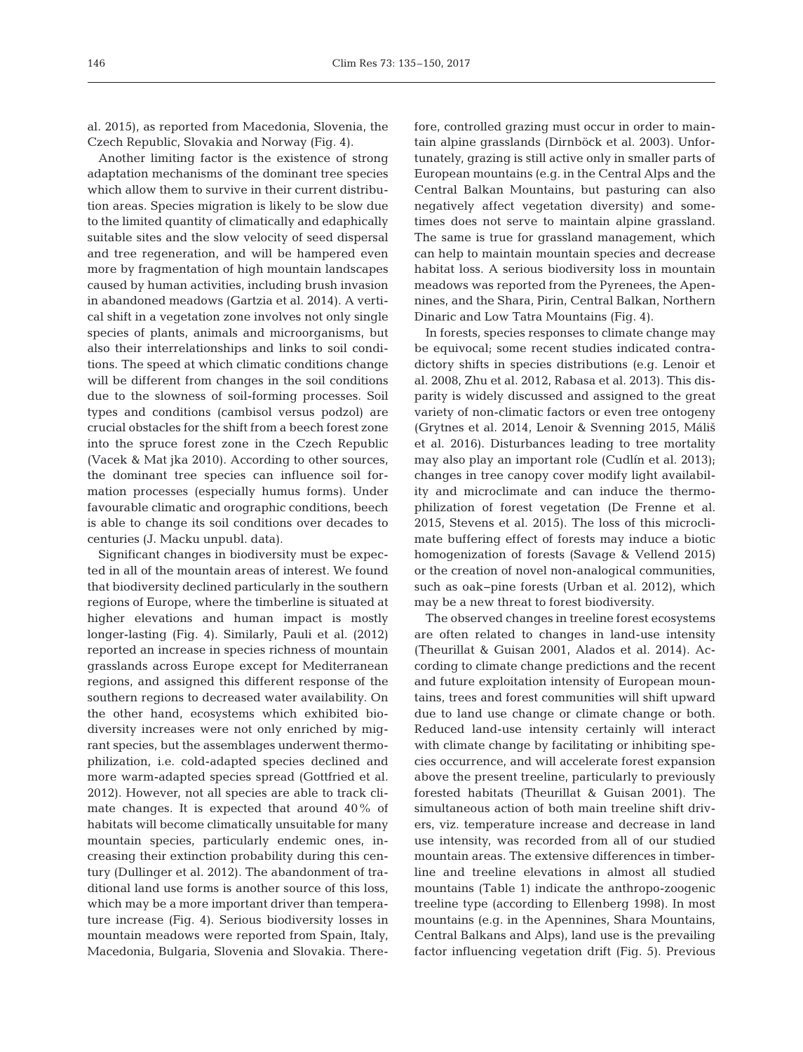al. 2015), as reported from Macedonia, Slovenia, the Czech Republic, Slovakia and Norway (Fig. 4).

Another limiting factor is the existence of strong adaptation mechanisms of the dominant tree species which allow them to survive in their current distribution areas. Species migration is likely to be slow due to the limited quantity of climatically and edaphically suitable sites and the slow velocity of seed dispersal and tree regeneration, and will be hampered even more by fragmentation of high mountain landscapes caused by human activities, including brush invasion in abandoned meadows (Gartzia et al. 2014). A vertical shift in a vegetation zone involves not only single species of plants, animals and microorganisms, but also their interrelationships and links to soil conditions. The speed at which climatic conditions change will be different from changes in the soil conditions due to the slowness of soil-forming processes. Soil types and conditions (cambisol versus podzol) are crucial obstacles for the shift from a beech forest zone into the spruce forest zone in the Czech Republic (Vacek & Mat jka 2010). According to other sources, the dominant tree species can influence soil formation processes (especially humus forms). Under favourable climatic and orographic conditions, beech is able to change its soil conditions over decades to centuries (J. Macku unpubl. data).

Significant changes in biodiversity must be expected in all of the mountain areas of interest. We found that biodiversity declined particularly in the southern regions of Europe, where the timberline is situated at higher elevations and human impact is mostly longer-lasting (Fig. 4). Similarly, Pauli et al. (2012) reported an increase in species richness of mountain grasslands across Europe except for Mediterranean regions, and assigned this different response of the southern regions to decreased water availability. On the other hand, ecosystems which exhibited biodiversity increases were not only enriched by migrant species, but the assemblages underwent thermophilization, i.e. cold-adapted species declined and more warm-adapted species spread (Gottfried et al. 2012). However, not all species are able to track climate changes. It is expected that around 40% of habitats will become climatically unsuitable for many mountain species, particularly endemic ones, increasing their extinction probability during this century (Dullinger et al. 2012). The abandonment of traditional land use forms is another source of this loss, which may be a more important driver than temperature increase (Fig. 4). Serious biodiversity losses in mountain meadows were reported from Spain, Italy, Macedonia, Bulgaria, Slovenia and Slovakia. Therefore, controlled grazing must occur in order to maintain alpine grasslands (Dirnböck et al. 2003). Unfortunately, grazing is still active only in smaller parts of European mountains (e.g. in the Central Alps and the Central Balkan Mountains, but pasturing can also negatively affect vegetation diversity) and sometimes does not serve to maintain alpine grassland. The same is true for grassland management, which can help to maintain mountain species and decrease habitat loss. A serious biodiversity loss in mountain meadows was reported from the Pyrenees, the Apennines, and the Shara, Pirin, Central Balkan, Northern Dinaric and Low Tatra Mountains (Fig. 4).

In forests, species responses to climate change may be equivocal; some recent studies indicated contradictory shifts in species distributions (e.g. Lenoir et al. 2008, Zhu et al. 2012, Rabasa et al. 2013). This disparity is widely discussed and assigned to the great variety of non-climatic factors or even tree ontogeny (Grytnes et al. 2014, Lenoir & Svenning 2015, Máliš et al. 2016). Disturbances leading to tree mortality may also play an important role (Cudlín et al. 2013); changes in tree canopy cover modify light availability and microclimate and can induce the thermophilization of forest vegetation (De Frenne et al. 2015, Stevens et al. 2015). The loss of this microclimate buffering effect of forests may induce a biotic homogenization of forests (Savage & Vellend 2015) or the creation of novel non-analogical communities, such as oak–pine forests (Urban et al. 2012), which may be a new threat to forest biodiversity.

The observed changes in treeline forest ecosystems are often related to changes in land-use intensity (Theurillat & Guisan 2001, Alados et al. 2014). According to climate change predictions and the recent and future exploitation intensity of European mountains, trees and forest communities will shift upward due to land use change or climate change or both. Reduced land-use intensity certainly will interact with climate change by facilitating or inhibiting species occurrence, and will accelerate forest expansion above the present treeline, particularly to previously forested habitats (Theurillat & Guisan 2001). The simultaneous action of both main treeline shift drivers, viz. temperature increase and decrease in land use intensity, was recorded from all of our studied mountain areas. The extensive differences in timberline and treeline elevations in almost all studied mountains (Table 1) indicate the anthropo-zoogenic treeline type (according to Ellenberg 1998). In most mountains (e.g. in the Apennines, Shara Mountains, Central Balkans and Alps), land use is the prevailing factor influencing vegetation drift (Fig. 5). Previous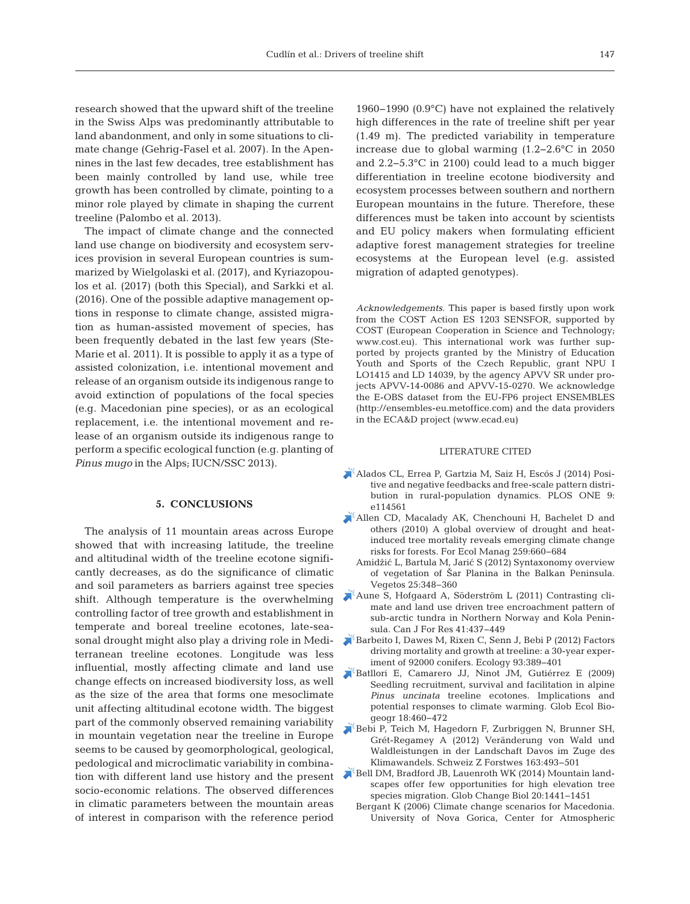research showed that the upward shift of the treeline in the Swiss Alps was predominantly attributable to land abandonment, and only in some situations to climate change (Gehrig-Fasel et al. 2007). In the Apennines in the last few decades, tree establishment has been mainly controlled by land use, while tree growth has been controlled by climate, pointing to a minor role played by climate in shaping the current treeline (Palombo et al. 2013).

The impact of climate change and the connected land use change on biodiversity and ecosystem services provision in several European countries is summarized by Wielgolaski et al. (2017), and Kyriazopoulos et al. (2017) (both this Special), and Sarkki et al. (2016). One of the possible adaptive management options in response to climate change, assisted migration as human-assisted movement of species, has been frequently debated in the last few years (Ste-Marie et al. 2011). It is possible to apply it as a type of assisted colonization, i.e. intentional movement and release of an organism outside its indigenous range to avoid extinction of populations of the focal species (e.g. Macedonian pine species), or as an ecological replacement, i.e. the intentional movement and release of an organism outside its indigenous range to perform a specific ecological function (e.g. planting of *Pinus mugo* in the Alps; IUCN/SSC 2013).

## 5. CONCLUSIONS

The analysis of 11 mountain areas across Europe showed that with increasing latitude, the treeline and altitudinal width of the treeline ecotone significantly decreases, as do the significance of climatic and soil parameters as barriers against tree species shift. Although temperature is the overwhelming controlling factor of tree growth and establishment in temperate and boreal treeline ecotones, late-seasonal drought might also play a driving role in Mediterranean treeline ecotones. Longitude was less influential, mostly affecting climate and land use change effects on increased biodiversity loss, as well as the size of the area that forms one mesoclimate unit affecting altitudinal ecotone width. The biggest part of the commonly observed remaining variability in mountain vegetation near the treeline in Europe seems to be caused by geomorphological, geological, pedological and microclimatic variability in combination with different land use history and the present socio-economic relations. The observed differences in climatic parameters between the mountain areas of interest in comparison with the reference period 1960–1990 (0.9°C) have not explained the relatively high differences in the rate of treeline shift per year (1.49 m). The predicted variability in temperature increase due to global warming (1.2–2.6°C in 2050 and 2.2–5.3°C in 2100) could lead to a much bigger differentiation in treeline ecotone biodiversity and ecosystem processes between southern and northern European mountains in the future. Therefore, these differences must be taken into account by scientists and EU policy makers when formulating efficient adaptive forest management strategies for treeline ecosystems at the European level (e.g. assisted migration of adapted genotypes).

*Acknowledgements*. This paper is based firstly upon work from the COST Action ES 1203 SENSFOR, supported by COST (European Cooperation in Science and Technology; www.cost.eu). This international work was further supported by projects granted by the Ministry of Education Youth and Sports of the Czech Republic, grant NPU I LO1415 and LD 14039, by the agency APVV SR under projects APVV-14-0086 and APVV-15-0270. We acknowledge the E-OBS dataset from the EU-FP6 project ENSEMBLES (http://ensembles-eu.metoffice.com) and the data providers in the ECA&D project (www.ecad.eu)

## LITERATURE CITED

- Alados CL, Errea P, Gartzia M, Saiz H, Escós J (2014) Positive and negative feedbacks and free-scale pattern distribution in rural-population dynamics. PLOS ONE 9: e114561
- Allen CD, Macalady AK, Chenchouni H, Bachelet D and others (2010) A global overview of drought and heat-induced tree mortality reveals emerging climate change risks for forests. For Ecol Manag 259:660–684
- Amidžić L, Bartula M, Jarić S (2012) Syntaxonomy overview of vegetation of Šar Planina in the Balkan Peninsula. Vegetos 25:348–360
- Aune S, Hofgaard A, Söderström L (2011) Contrasting climate and land use driven tree encroachment pattern of sub-arctic tundra in Northern Norway and Kola Peninsula. Can J For Res 41:437–449
- Barbeito I, Dawes M, Rixen C, Senn J, Bebi P (2012) Factors driving mortality and growth at treeline: a 30-year experiment of 92000 conifers. Ecology 93:389–401
- Batllori E, Camarero JJ, Ninot JM, Gutiérrez E (2009) Seedling recruitment, survival and facilitation in alpine *Pinus uncinata* treeline ecotones. Implications and potential responses to climate warming. Glob Ecol Biogeogr 18:460–472
- Bebi P, Teich M, Hagedorn F, Zurbriggen N, Brunner SH, Grét-Regamey A (2012) Veränderung von Wald und Waldleistungen in der Landschaft Davos im Zuge des Klimawandels. Schweiz Z Forstwes 163:493–501
- Bell DM, Bradford JB, Lauenroth WK (2014) Mountain landscapes offer few opportunities for high elevation tree species migration. Glob Change Biol 20:1441–1451
- Bergant K (2006) Climate change scenarios for Macedonia. University of Nova Gorica, Center for Atmospheric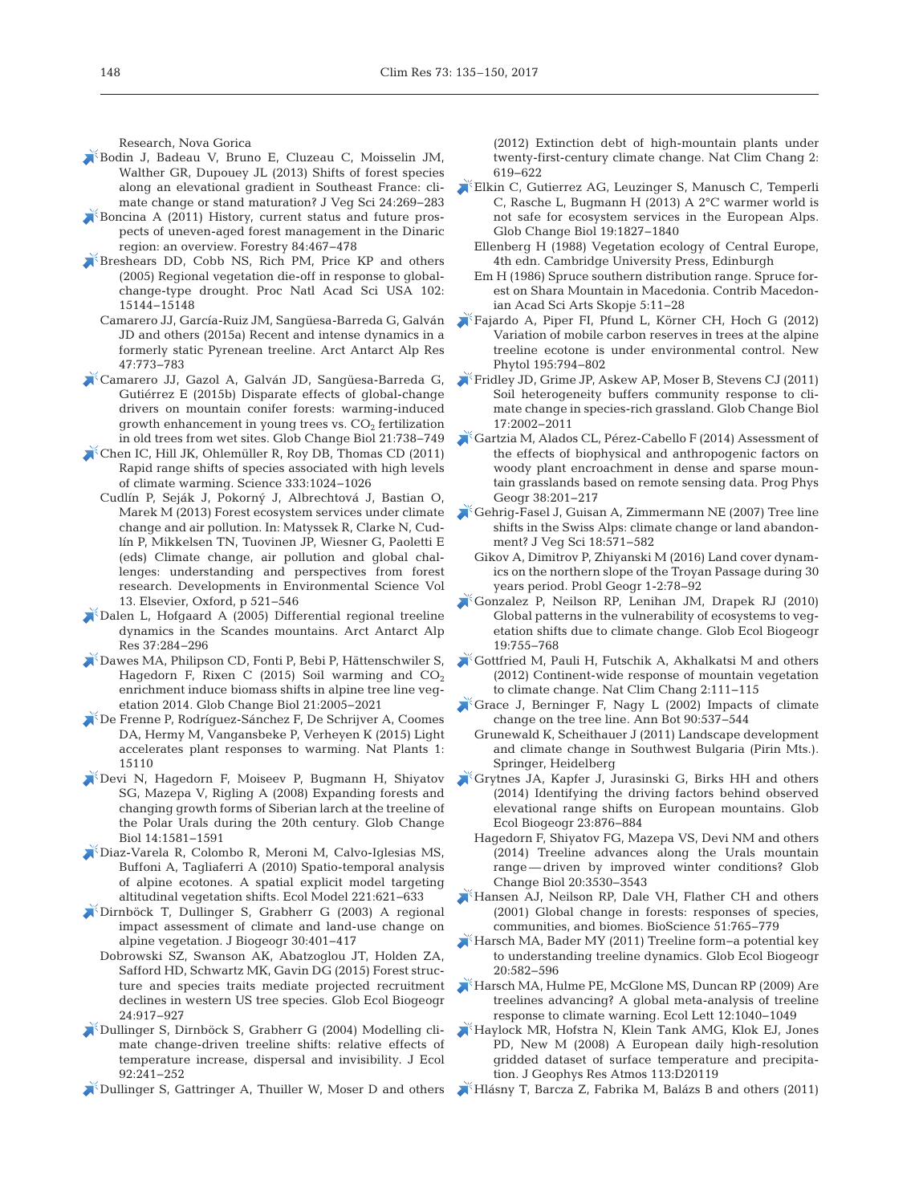Research, Nova Gorica

Bodin J, Badeau V, Bruno E, Cluzeau C, Moisselin JM, Walther GR, Dupouey JL (2013) Shifts of forest species along an elevational gradient in Southeast France: climate change or stand maturation? J Veg Sci 24:269–283

Boncina A (2011) History, current status and future prospects of uneven-aged forest management in the Dinaric region: an overview. Forestry 84:467–478

Breshears DD, Cobb NS, Rich PM, Price KP and others (2005) Regional vegetation die-off in response to global-change-type drought. Proc Natl Acad Sci USA 102: 15144–15148

Camarero JJ, García-Ruiz JM, Sangüesa-Barreda G, Galván JD and others (2015a) Recent and intense dynamics in a formerly static Pyrenean treeline. Arct Antarct Alp Res 47:773–783

Camarero JJ, Gazol A, Galván JD, Sangüesa-Barreda G, Gutiérrez E (2015b) Disparate effects of global-change drivers on mountain conifer forests: warming-induced growth enhancement in young trees vs. $CO_2$ fertilization in old trees from wet sites. Glob Change Biol 21:738–749

Chen IC, Hill JK, Ohlemüller R, Roy DB, Thomas CD (2011) Rapid range shifts of species associated with high levels of climate warming. Science 333:1024–1026

Cudlín P, Seják J, Pokorný J, Albrechtová J, Bastian O, Marek M (2013) Forest ecosystem services under climate change and air pollution. In: Matyssek R, Clarke N, Cudlín P, Mikkelsen TN, Tuovinen JP, Wiesner G, Paoletti E (eds) Climate change, air pollution and global challenges: understanding and perspectives from forest research. Developments in Environmental Science Vol 13. Elsevier, Oxford, p 521–546

Dalen L, Hofgaard A (2005) Differential regional treeline dynamics in the Scandes mountains. Arct Antarct Alp Res 37:284–296

Dawes MA, Philipson CD, Fonti P, Bebi P, Hättenschwiler S, Hagedorn F, Rixen C (2015) Soil warming and $CO_2$ enrichment induce biomass shifts in alpine tree line vegetation 2014. Glob Change Biol 21:2005–2021

De Frenne P, Rodríguez-Sánchez F, De Schrijver A, Coomes DA, Hermy M, Vangansbeke P, Verheyen K (2015) Light accelerates plant responses to warming. Nat Plants 1: 15110

Devi N, Hagedorn F, Moiseev P, Bugmann H, Shiyatov SG, Mazepa V, Rigling A (2008) Expanding forests and changing growth forms of Siberian larch at the treeline of the Polar Urals during the 20th century. Glob Change Biol 14:1581–1591

Diaz-Varela R, Colombo R, Meroni M, Calvo-Iglesias MS, Buffoni A, Tagliaferri A (2010) Spatio-temporal analysis of alpine ecotones. A spatial explicit model targeting altitudinal vegetation shifts. Ecol Model 221:621–633

Dirnböck T, Dullinger S, Grabherr G (2003) A regional impact assessment of climate and land-use change on alpine vegetation. J Biogeogr 30:401–417

Dobrowski SZ, Swanson AK, Abatzoglou JT, Holden ZA, Safford HD, Schwartz MK, Gavin DG (2015) Forest structure and species traits mediate projected recruitment declines in western US tree species. Glob Ecol Biogeogr 24:917–927

Dullinger S, Dirnböck S, Grabherr G (2004) Modelling climate change-driven treeline shifts: relative effects of temperature increase, dispersal and invisibility. J Ecol 92:241–252

Dullinger S, Gattringer A, Thuiller W, Moser D and others (2012) Extinction debt of high-mountain plants under twenty-first-century climate change. Nat Clim Chang 2: 619–622

Elkin C, Gutierrez AG, Leuzinger S, Manusch C, Temperli C, Rasche L, Bugmann H (2013) A 2°C warmer world is not safe for ecosystem services in the European Alps. Glob Change Biol 19:1827–1840

Ellenberg H (1988) Vegetation ecology of Central Europe, 4th edn. Cambridge University Press, Edinburgh

Em H (1986) Spruce southern distribution range. Spruce forest on Shara Mountain in Macedonia. Contrib Macedonian Acad Sci Arts Skopje 5:11–28

Fajardo A, Piper FI, Pfund L, Körner CH, Hoch G (2012) Variation of mobile carbon reserves in trees at the alpine treeline ecotone is under environmental control. New Phytol 195:794–802

Fridley JD, Grime JP, Askew AP, Moser B, Stevens CJ (2011) Soil heterogeneity buffers community response to climate change in species-rich grassland. Glob Change Biol 17:2002–2011

Gartzia M, Alados CL, Pérez-Cabello F (2014) Assessment of the effects of biophysical and anthropogenic factors on woody plant encroachment in dense and sparse mountain grasslands based on remote sensing data. Prog Phys Geogr 38:201–217

Gehrig-Fasel J, Guisan A, Zimmermann NE (2007) Tree line shifts in the Swiss Alps: climate change or land abandonment? J Veg Sci 18:571–582

Gikov A, Dimitrov P, Zhiyanski M (2016) Land cover dynamics on the northern slope of the Troyan Passage during 30 years period. Probl Geogr 1-2:78–92

Gonzalez P, Neilson RP, Lenihan JM, Drapek RJ (2010) Global patterns in the vulnerability of ecosystems to vegetation shifts due to climate change. Glob Ecol Biogeogr 19:755–768

Gottfried M, Pauli H, Futschik A, Akhalkatsi M and others (2012) Continent-wide response of mountain vegetation to climate change. Nat Clim Chang 2:111–115

Grace J, Berninger F, Nagy L (2002) Impacts of climate change on the tree line. Ann Bot 90:537–544

Grunewald K, Scheithauer J (2011) Landscape development and climate change in Southwest Bulgaria (Pirin Mts.). Springer, Heidelberg

Grytnes JA, Kapfer J, Jurasinski G, Birks HH and others (2014) Identifying the driving factors behind observed elevational range shifts on European mountains. Glob Ecol Biogeogr 23:876–884

Hagedorn F, Shiyatov FG, Mazepa VS, Devi NM and others (2014) Treeline advances along the Urals mountain range — driven by improved winter conditions? Glob Change Biol 20:3530–3543

Hansen AJ, Neilson RP, Dale VH, Flather CH and others (2001) Global change in forests: responses of species, communities, and biomes. BioScience 51:765–779

Harsch MA, Bader MY (2011) Treeline form−a potential key to understanding treeline dynamics. Glob Ecol Biogeogr 20:582–596

Harsch MA, Hulme PE, McGlone MS, Duncan RP (2009) Are treelines advancing? A global meta-analysis of treeline response to climate warning. Ecol Lett 12:1040–1049

Haylock MR, Hofstra N, Klein Tank AMG, Klok EJ, Jones PD, New M (2008) A European daily high-resolution gridded dataset of surface temperature and precipitation. J Geophys Res Atmos 113:D20119

Hlásny T, Barcza Z, Fabrika M, Balázs B and others (2011)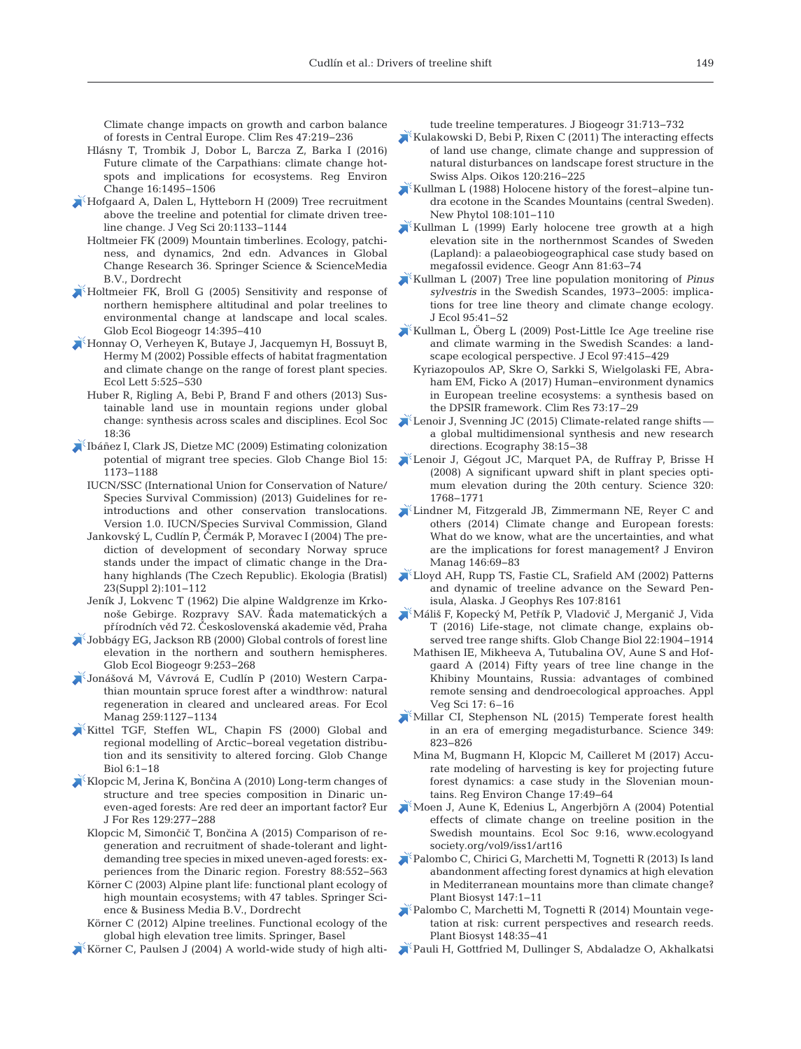Climate change impacts on growth and carbon balance of forests in Central Europe. Clim Res 47:219–236

Hlásny T, Trombik J, Dobor L, Barcza Z, Barka I (2016) Future climate of the Carpathians: climate change hotspots and implications for ecosystems. Reg Environ Change 16:1495–1506

Hofgaard A, Dalen L, Hytteborn H (2009) Tree recruitment above the treeline and potential for climate driven treeline change. J Veg Sci 20:1133–1144

Holtmeier FK (2009) Mountain timberlines. Ecology, patchiness, and dynamics, 2nd edn. Advances in Global Change Research 36. Springer Science & ScienceMedia B.V., Dordrecht

Holtmeier FK, Broll G (2005) Sensitivity and response of northern hemisphere altitudinal and polar treelines to environmental change at landscape and local scales. Glob Ecol Biogeogr 14:395–410

Honnay O, Verheyen K, Butaye J, Jacquemyn H, Bossuyt B, Hermy M (2002) Possible effects of habitat fragmentation and climate change on the range of forest plant species. Ecol Lett 5:525–530

Huber R, Rigling A, Bebi P, Brand F and others (2013) Sustainable land use in mountain regions under global change: synthesis across scales and disciplines. Ecol Soc 18:36

Ibáñez I, Clark JS, Dietze MC (2009) Estimating colonization potential of migrant tree species. Glob Change Biol 15: 1173–1188

IUCN/SSC (International Union for Conservation of Nature/Species Survival Commission) (2013) Guidelines for reintroductions and other conservation translocations. Version 1.0. IUCN/Species Survival Commission, Gland

Jankovský L, Cudlín P, Čermák P, Moravec I (2004) The prediction of development of secondary Norway spruce stands under the impact of climatic change in the Drahany highlands (The Czech Republic). Ekologia (Bratisl) 23(Suppl 2):101–112

Jeník J, Lokvenc T (1962) Die alpine Waldgrenze im Krkonoše Gebirge. Rozpravy SAV. Řada matematických a přírodních věd 72. Československá akademie věd, Praha

Jobbágy EG, Jackson RB (2000) Global controls of forest line elevation in the northern and southern hemispheres. Glob Ecol Biogeogr 9:253–268

Jonášová M, Vávrová E, Cudlín P (2010) Western Carpathian mountain spruce forest after a windthrow: natural regeneration in cleared and uncleared areas. For Ecol Manag 259:1127–1134

Kittel TGF, Steffen WL, Chapin FS (2000) Global and regional modelling of Arctic–boreal vegetation distribution and its sensitivity to altered forcing. Glob Change Biol 6:1–18

Klopcic M, Jerina K, Bončina A (2010) Long-term changes of structure and tree species composition in Dinaric uneven-aged forests: Are red deer an important factor? Eur J For Res 129:277–288

Klopcic M, Simončič T, Bončina A (2015) Comparison of regeneration and recruitment of shade-tolerant and light-demanding tree species in mixed uneven-aged forests: experiences from the Dinaric region. Forestry 88:552–563

Körner C (2003) Alpine plant life: functional plant ecology of high mountain ecosystems; with 47 tables. Springer Science & Business Media B.V., Dordrecht

Körner C (2012) Alpine treelines. Functional ecology of the global high elevation tree limits. Springer, Basel

Körner C, Paulsen J (2004) A world-wide study of high altitude treeline temperatures. J Biogeogr 31:713–732

Kulakowski D, Bebi P, Rixen C (2011) The interacting effects of land use change, climate change and suppression of natural disturbances on landscape forest structure in the Swiss Alps. Oikos 120:216–225

Kullman L (1988) Holocene history of the forest–alpine tundra ecotone in the Scandes Mountains (central Sweden). New Phytol 108:101–110

Kullman L (1999) Early holocene tree growth at a high elevation site in the northernmost Scandes of Sweden (Lapland): a palaeobiogeographical case study based on megafossil evidence. Geogr Ann 81:63–74

Kullman L (2007) Tree line population monitoring of *Pinus sylvestris* in the Swedish Scandes, 1973–2005: implications for tree line theory and climate change ecology. J Ecol 95:41–52

Kullman L, Öberg L (2009) Post-Little Ice Age treeline rise and climate warming in the Swedish Scandes: a landscape ecological perspective. J Ecol 97:415–429

Kyriazopoulos AP, Skre O, Sarkki S, Wielgolaski FE, Abraham EM, Ficko A (2017) Human–environment dynamics in European treeline ecosystems: a synthesis based on the DPSIR framework. Clim Res 73:17–29

Lenoir J, Svenning JC (2015) Climate-related range shifts — a global multidimensional synthesis and new research directions. Ecography 38:15–38

Lenoir J, Gégout JC, Marquet PA, de Ruffray P, Brisse H (2008) A significant upward shift in plant species optimum elevation during the 20th century. Science 320: 1768–1771

Lindner M, Fitzgerald JB, Zimmermann NE, Reyer C and others (2014) Climate change and European forests: What do we know, what are the uncertainties, and what are the implications for forest management? J Environ Manag 146:69–83

Lloyd AH, Rupp TS, Fastie CL, Srafield AM (2002) Patterns and dynamic of treeline advance on the Seward Peninsula, Alaska. J Geophys Res 107:8161

Máliš F, Kopecký M, Petřík P, Vladovič J, Merganič J, Vida T (2016) Life-stage, not climate change, explains observed tree range shifts. Glob Change Biol 22:1904–1914

Mathisen IE, Mikheeva A, Tutubalina OV, Aune S and Hofgaard A (2014) Fifty years of tree line change in the Khibiny Mountains, Russia: advantages of combined remote sensing and dendroecological approaches. Appl Veg Sci 17: 6–16

Millar CI, Stephenson NL (2015) Temperate forest health in an era of emerging megadisturbance. Science 349: 823–826

Mina M, Bugmann H, Klopcic M, Cailleret M (2017) Accurate modeling of harvesting is key for projecting future forest dynamics: a case study in the Slovenian mountains. Reg Environ Change 17:49–64

Moen J, Aune K, Edenius L, Angerbjörn A (2004) Potential effects of climate change on treeline position in the Swedish mountains. Ecol Soc 9:16, www.ecologyandsociety.org/vol9/iss1/art16

Palombo C, Chirici G, Marchetti M, Tognetti R (2013) Is land abandonment affecting forest dynamics at high elevation in Mediterranean mountains more than climate change? Plant Biosyst 147:1–11

Palombo C, Marchetti M, Tognetti R (2014) Mountain vegetation at risk: current perspectives and research reeds. Plant Biosyst 148:35–41

Pauli H, Gottfried M, Dullinger S, Abdaladze O, Akhalkatsi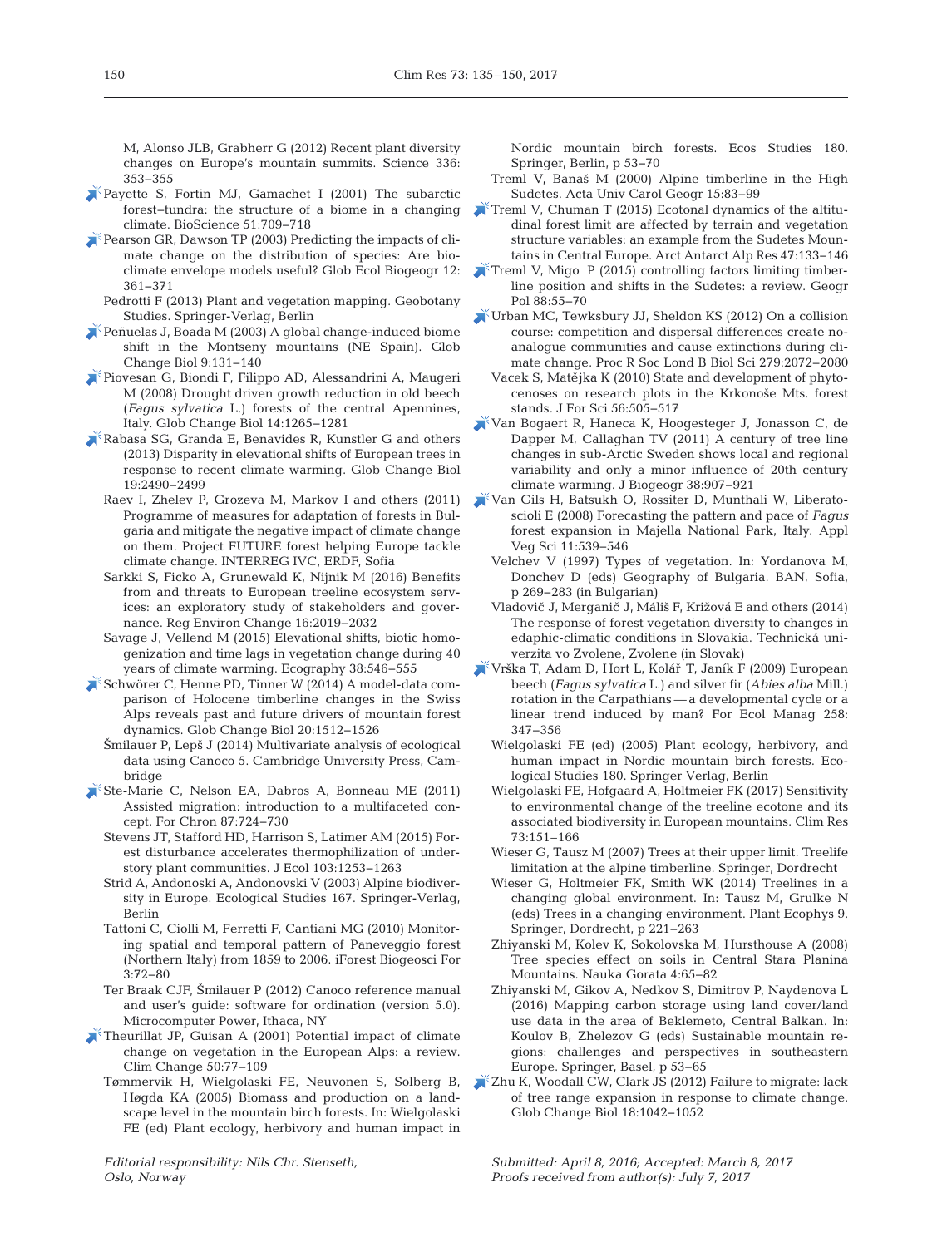M, Alonso JLB, Grabherr G (2012) Recent plant diversity changes on Europe's mountain summits. Science 336: 353–355

Payette S, Fortin MJ, Gamachet I (2001) The subarctic forest–tundra: the structure of a biome in a changing climate. BioScience 51:709–718

Pearson GR, Dawson TP (2003) Predicting the impacts of climate change on the distribution of species: Are bioclimate envelope models useful? Glob Ecol Biogeogr 12: 361–371

Pedrotti F (2013) Plant and vegetation mapping. Geobotany Studies. Springer-Verlag, Berlin

Peñuelas J, Boada M (2003) A global change-induced biome shift in the Montseny mountains (NE Spain). Glob Change Biol 9:131–140

Piovesan G, Biondi F, Filippo AD, Alessandrini A, Maugeri M (2008) Drought driven growth reduction in old beech (*Fagus sylvatica* L.) forests of the central Apennines, Italy. Glob Change Biol 14:1265–1281

Rabasa SG, Granda E, Benavides R, Kunstler G and others (2013) Disparity in elevational shifts of European trees in response to recent climate warming. Glob Change Biol 19:2490–2499

Raev I, Zhelev P, Grozeva M, Markov I and others (2011) Programme of measures for adaptation of forests in Bulgaria and mitigate the negative impact of climate change on them. Project FUTURE forest helping Europe tackle climate change. INTERREG IVC, ERDF, Sofia

Sarkki S, Ficko A, Grunewald K, Nijnik M (2016) Benefits from and threats to European treeline ecosystem services: an exploratory study of stakeholders and governance. Reg Environ Change 16:2019–2032

Savage J, Vellend M (2015) Elevational shifts, biotic homogenization and time lags in vegetation change during 40 years of climate warming. Ecography 38:546–555

Schwörer C, Henne PD, Tinner W (2014) A model-data comparison of Holocene timberline changes in the Swiss Alps reveals past and future drivers of mountain forest dynamics. Glob Change Biol 20:1512–1526

Šmilauer P, Lepš J (2014) Multivariate analysis of ecological data using Canoco 5. Cambridge University Press, Cambridge

Ste-Marie C, Nelson EA, Dabros A, Bonneau ME (2011) Assisted migration: introduction to a multifaceted concept. For Chron 87:724–730

Stevens JT, Stafford HD, Harrison S, Latimer AM (2015) Forest disturbance accelerates thermophilization of understory plant communities. J Ecol 103:1253–1263

Strid A, Andonoski A, Andonovski V (2003) Alpine biodiversity in Europe. Ecological Studies 167. Springer-Verlag, Berlin

Tattoni C, Ciolli M, Ferretti F, Cantiani MG (2010) Monitoring spatial and temporal pattern of Paneveggio forest (Northern Italy) from 1859 to 2006. iForest Biogeosci For 3:72–80

Ter Braak CJF, Šmilauer P (2012) Canoco reference manual and user's guide: software for ordination (version 5.0). Microcomputer Power, Ithaca, NY

Theurillat JP, Guisan A (2001) Potential impact of climate change on vegetation in the European Alps: a review. Clim Change 50:77–109

Tømmervik H, Wielgolaski FE, Neuvonen S, Solberg B, Høgda KA (2005) Biomass and production on a landscape level in the mountain birch forests. In: Wielgolaski FE (ed) Plant ecology, herbivory and human impact in Nordic mountain birch forests. Ecos Studies 180. Springer, Berlin, p 53–70

Treml V, Banaš M (2000) Alpine timberline in the High Sudetes. Acta Univ Carol Geogr 15:83–99

Treml V, Chuman T (2015) Ecotonal dynamics of the altitudinal forest limit are affected by terrain and vegetation structure variables: an example from the Sudetes Mountains in Central Europe. Arct Antarct Alp Res 47:133–146

Treml V, Migo P (2015) controlling factors limiting timberline position and shifts in the Sudetes: a review. Geogr Pol 88:55–70

Urban MC, Tewksbury JJ, Sheldon KS (2012) On a collision course: competition and dispersal differences create no-analogue communities and cause extinctions during climate change. Proc R Soc Lond B Biol Sci 279:2072–2080

Vacek S, Matějka K (2010) State and development of phytocenoses on research plots in the Krkonoše Mts. forest stands. J For Sci 56:505–517

Van Bogaert R, Haneca K, Hoogesteger J, Jonasson C, de Dapper M, Callaghan TV (2011) A century of tree line changes in sub-Arctic Sweden shows local and regional variability and only a minor influence of 20th century climate warming. J Biogeogr 38:907–921

Van Gils H, Batsukh O, Rossiter D, Munthali W, Liberatoscioli E (2008) Forecasting the pattern and pace of *Fagus* forest expansion in Majella National Park, Italy. Appl Veg Sci 11:539–546

Velchev V (1997) Types of vegetation. In: Yordanova M, Donchev D (eds) Geography of Bulgaria. BAN, Sofia, p 269–283 (in Bulgarian)

Vladovič J, Merganič J, Máliš F, Križová E and others (2014) The response of forest vegetation diversity to changes in edaphic-climatic conditions in Slovakia. Technická univerzita vo Zvolene, Zvolene (in Slovak)

Vrška T, Adam D, Hort L, Kolář T, Janík F (2009) European beech (*Fagus sylvatica* L.) and silver fir (*Abies alba* Mill.) rotation in the Carpathians — a developmental cycle or a linear trend induced by man? For Ecol Manag 258: 347–356

Wielgolaski FE (ed) (2005) Plant ecology, herbivory, and human impact in Nordic mountain birch forests. Ecological Studies 180. Springer Verlag, Berlin

Wielgolaski FE, Hofgaard A, Holtmeier FK (2017) Sensitivity to environmental change of the treeline ecotone and its associated biodiversity in European mountains. Clim Res 73:151–166

Wieser G, Tausz M (2007) Trees at their upper limit. Treelife limitation at the alpine timberline. Springer, Dordrecht

Wieser G, Holtmeier FK, Smith WK (2014) Treelines in a changing global environment. In: Tausz M, Grulke N (eds) Trees in a changing environment. Plant Ecophys 9. Springer, Dordrecht, p 221–263

Zhiyanski M, Kolev K, Sokolovska M, Hursthouse A (2008) Tree species effect on soils in Central Stara Planina Mountains. Nauka Gorata 4:65–82

Zhiyanski M, Gikov A, Nedkov S, Dimitrov P, Naydenova L (2016) Mapping carbon storage using land cover/land use data in the area of Beklemeto, Central Balkan. In: Koulov B, Zhelezov G (eds) Sustainable mountain regions: challenges and perspectives in southeastern Europe. Springer, Basel, p 53–65

Zhu K, Woodall CW, Clark JS (2012) Failure to migrate: lack of tree range expansion in response to climate change. Glob Change Biol 18:1042–1052

*Editorial responsibility: Nils Chr. Stenseth, Oslo, Norway*

*Submitted: April 8, 2016; Accepted: March 8, 2017*
*Proofs received from author(s): July 7, 2017*